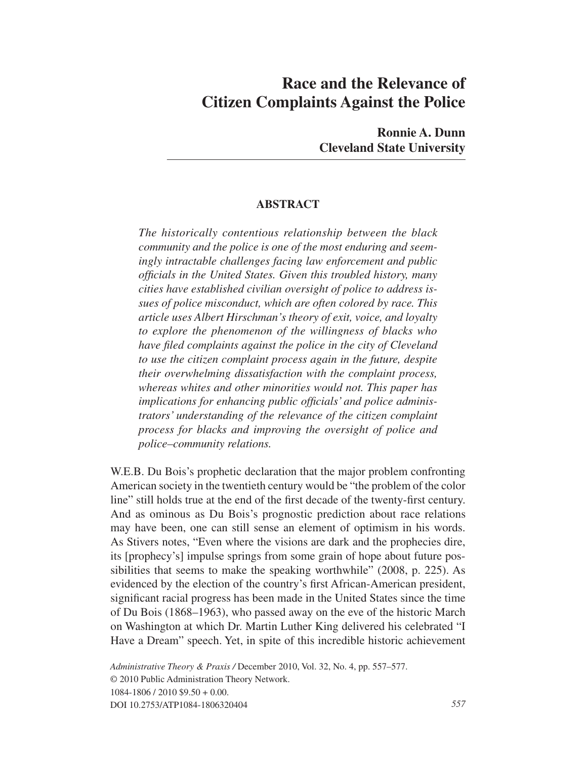# Race and the Relevance of Citizen Complaints Against the Police

**Ronnie A. Dunn**
**Cleveland State University**

## ABSTRACT

*The historically contentious relationship between the black community and the police is one of the most enduring and seemingly intractable challenges facing law enforcement and public officials in the United States. Given this troubled history, many cities have established civilian oversight of police to address issues of police misconduct, which are often colored by race. This article uses Albert Hirschman's theory of exit, voice, and loyalty to explore the phenomenon of the willingness of blacks who have filed complaints against the police in the city of Cleveland to use the citizen complaint process again in the future, despite their overwhelming dissatisfaction with the complaint process, whereas whites and other minorities would not. This paper has implications for enhancing public officials' and police administrators' understanding of the relevance of the citizen complaint process for blacks and improving the oversight of police and police–community relations.*

W.E.B. Du Bois's prophetic declaration that the major problem confronting American society in the twentieth century would be "the problem of the color line" still holds true at the end of the first decade of the twenty-first century. And as ominous as Du Bois's prognostic prediction about race relations may have been, one can still sense an element of optimism in his words. As Stivers notes, "Even where the visions are dark and the prophecies dire, its [prophecy's] impulse springs from some grain of hope about future possibilities that seems to make the speaking worthwhile" (2008, p. 225). As evidenced by the election of the country's first African-American president, significant racial progress has been made in the United States since the time of Du Bois (1868–1963), who passed away on the eve of the historic March on Washington at which Dr. Martin Luther King delivered his celebrated "I Have a Dream" speech. Yet, in spite of this incredible historic achievement

*Administrative Theory & Praxis* / December 2010, Vol. 32, No. 4, pp. 557–577.
© 2010 Public Administration Theory Network.
1084-1806 / 2010 $9.50 + 0.00.
DOI 10.2753/ATP1084-1806320404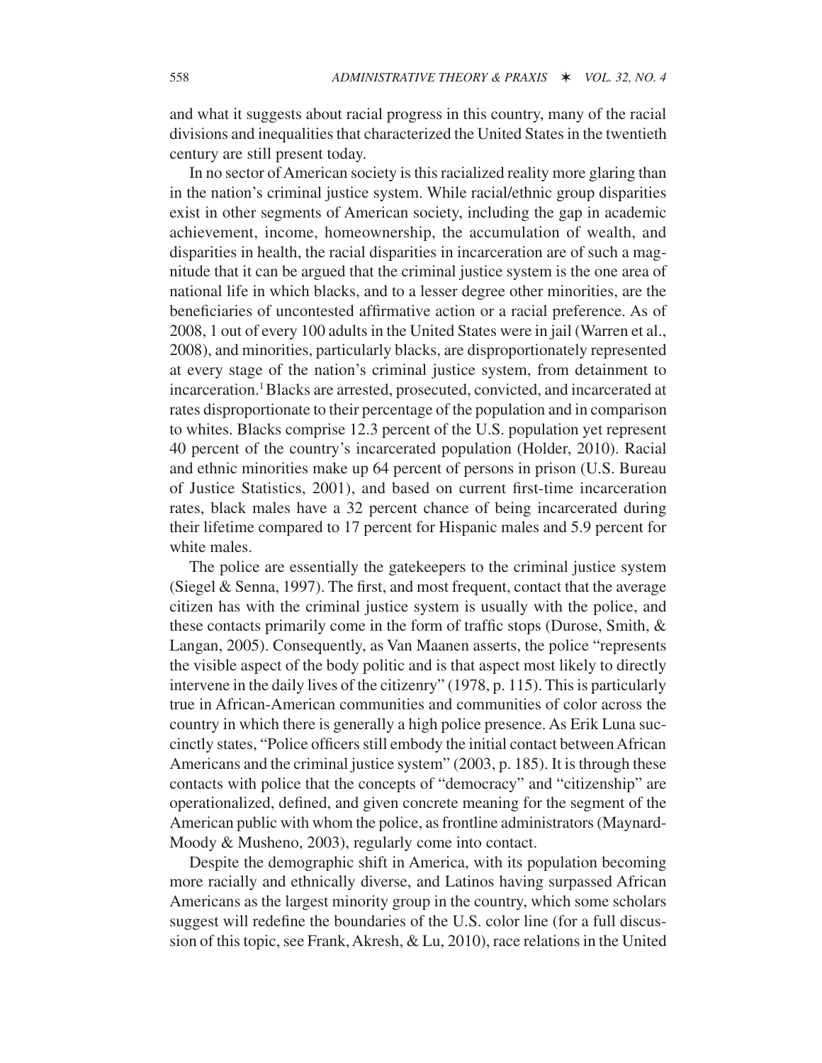and what it suggests about racial progress in this country, many of the racial divisions and inequalities that characterized the United States in the twentieth century are still present today.

In no sector of American society is this racialized reality more glaring than in the nation's criminal justice system. While racial/ethnic group disparities exist in other segments of American society, including the gap in academic achievement, income, homeownership, the accumulation of wealth, and disparities in health, the racial disparities in incarceration are of such a magnitude that it can be argued that the criminal justice system is the one area of national life in which blacks, and to a lesser degree other minorities, are the beneficiaries of uncontested affirmative action or a racial preference. As of 2008, 1 out of every 100 adults in the United States were in jail (Warren et al., 2008), and minorities, particularly blacks, are disproportionately represented at every stage of the nation's criminal justice system, from detainment to incarceration.[1] Blacks are arrested, prosecuted, convicted, and incarcerated at rates disproportionate to their percentage of the population and in comparison to whites. Blacks comprise 12.3 percent of the U.S. population yet represent 40 percent of the country's incarcerated population (Holder, 2010). Racial and ethnic minorities make up 64 percent of persons in prison (U.S. Bureau of Justice Statistics, 2001), and based on current first-time incarceration rates, black males have a 32 percent chance of being incarcerated during their lifetime compared to 17 percent for Hispanic males and 5.9 percent for white males.

The police are essentially the gatekeepers to the criminal justice system (Siegel & Senna, 1997). The first, and most frequent, contact that the average citizen has with the criminal justice system is usually with the police, and these contacts primarily come in the form of traffic stops (Durose, Smith, & Langan, 2005). Consequently, as Van Maanen asserts, the police "represents the visible aspect of the body politic and is that aspect most likely to directly intervene in the daily lives of the citizenry" (1978, p. 115). This is particularly true in African-American communities and communities of color across the country in which there is generally a high police presence. As Erik Luna succinctly states, "Police officers still embody the initial contact between African Americans and the criminal justice system" (2003, p. 185). It is through these contacts with police that the concepts of "democracy" and "citizenship" are operationalized, defined, and given concrete meaning for the segment of the American public with whom the police, as frontline administrators (Maynard-Moody & Musheno, 2003), regularly come into contact.

Despite the demographic shift in America, with its population becoming more racially and ethnically diverse, and Latinos having surpassed African Americans as the largest minority group in the country, which some scholars suggest will redefine the boundaries of the U.S. color line (for a full discussion of this topic, see Frank, Akresh, & Lu, 2010), race relations in the United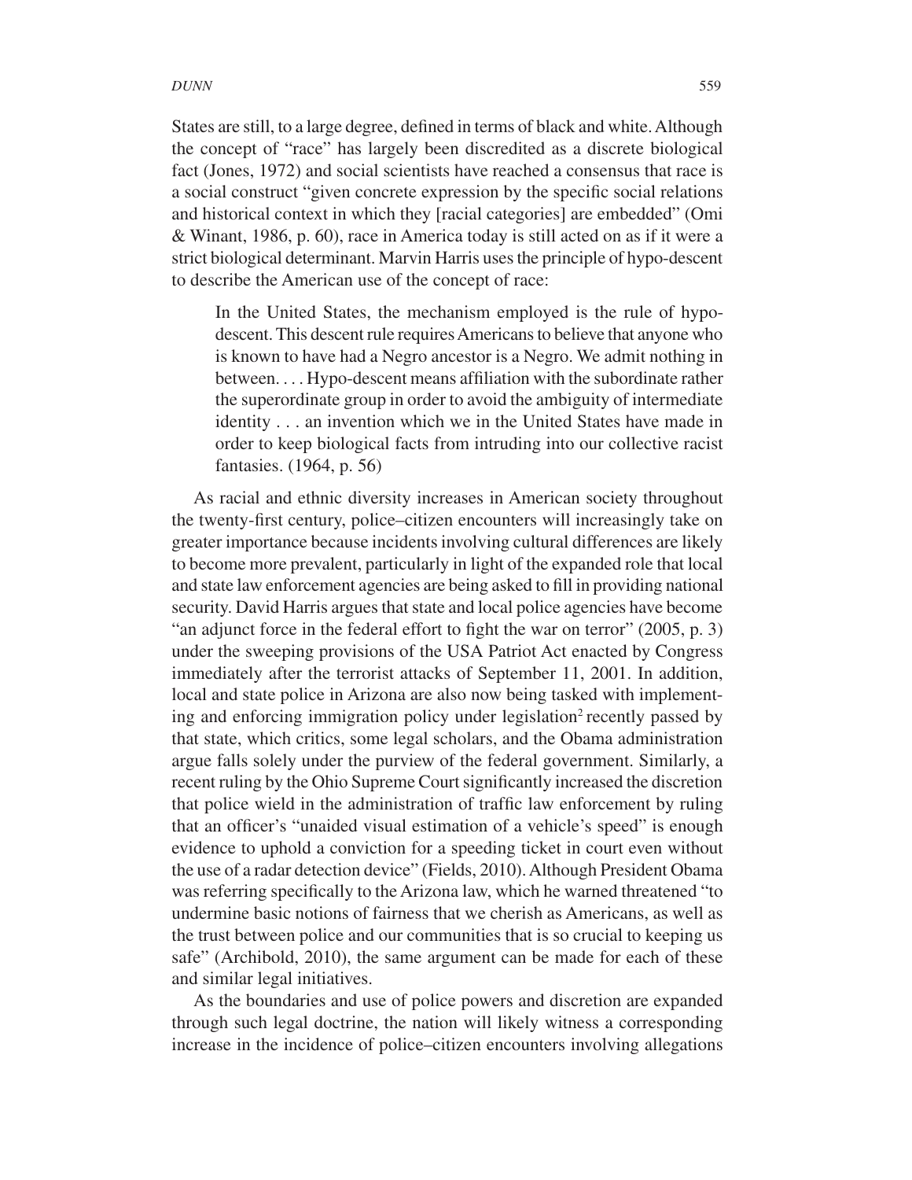States are still, to a large degree, defined in terms of black and white. Although the concept of "race" has largely been discredited as a discrete biological fact (Jones, 1972) and social scientists have reached a consensus that race is a social construct "given concrete expression by the specific social relations and historical context in which they [racial categories] are embedded" (Omi & Winant, 1986, p. 60), race in America today is still acted on as if it were a strict biological determinant. Marvin Harris uses the principle of hypo-descent to describe the American use of the concept of race:

> In the United States, the mechanism employed is the rule of hypo-descent. This descent rule requires Americans to believe that anyone who is known to have had a Negro ancestor is a Negro. We admit nothing in between. . . . Hypo-descent means affiliation with the subordinate rather the superordinate group in order to avoid the ambiguity of intermediate identity . . . an invention which we in the United States have made in order to keep biological facts from intruding into our collective racist fantasies. (1964, p. 56)

As racial and ethnic diversity increases in American society throughout the twenty-first century, police–citizen encounters will increasingly take on greater importance because incidents involving cultural differences are likely to become more prevalent, particularly in light of the expanded role that local and state law enforcement agencies are being asked to fill in providing national security. David Harris argues that state and local police agencies have become "an adjunct force in the federal effort to fight the war on terror" (2005, p. 3) under the sweeping provisions of the USA Patriot Act enacted by Congress immediately after the terrorist attacks of September 11, 2001. In addition, local and state police in Arizona are also now being tasked with implementing and enforcing immigration policy under legislation[2] recently passed by that state, which critics, some legal scholars, and the Obama administration argue falls solely under the purview of the federal government. Similarly, a recent ruling by the Ohio Supreme Court significantly increased the discretion that police wield in the administration of traffic law enforcement by ruling that an officer's "unaided visual estimation of a vehicle's speed" is enough evidence to uphold a conviction for a speeding ticket in court even without the use of a radar detection device" (Fields, 2010). Although President Obama was referring specifically to the Arizona law, which he warned threatened "to undermine basic notions of fairness that we cherish as Americans, as well as the trust between police and our communities that is so crucial to keeping us safe" (Archibold, 2010), the same argument can be made for each of these and similar legal initiatives.

As the boundaries and use of police powers and discretion are expanded through such legal doctrine, the nation will likely witness a corresponding increase in the incidence of police–citizen encounters involving allegations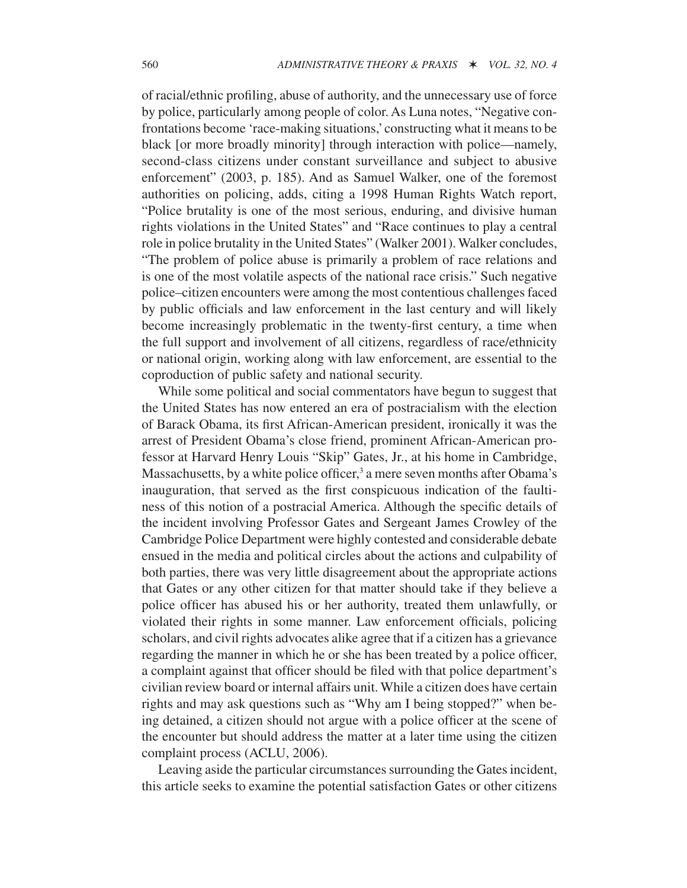of racial/ethnic profiling, abuse of authority, and the unnecessary use of force by police, particularly among people of color. As Luna notes, "Negative confrontations become 'race-making situations,' constructing what it means to be black [or more broadly minority] through interaction with police—namely, second-class citizens under constant surveillance and subject to abusive enforcement" (2003, p. 185). And as Samuel Walker, one of the foremost authorities on policing, adds, citing a 1998 Human Rights Watch report, "Police brutality is one of the most serious, enduring, and divisive human rights violations in the United States" and "Race continues to play a central role in police brutality in the United States" (Walker 2001). Walker concludes, "The problem of police abuse is primarily a problem of race relations and is one of the most volatile aspects of the national race crisis." Such negative police–citizen encounters were among the most contentious challenges faced by public officials and law enforcement in the last century and will likely become increasingly problematic in the twenty-first century, a time when the full support and involvement of all citizens, regardless of race/ethnicity or national origin, working along with law enforcement, are essential to the coproduction of public safety and national security.

While some political and social commentators have begun to suggest that the United States has now entered an era of postracialism with the election of Barack Obama, its first African-American president, ironically it was the arrest of President Obama's close friend, prominent African-American professor at Harvard Henry Louis "Skip" Gates, Jr., at his home in Cambridge, Massachusetts, by a white police officer,[3] a mere seven months after Obama's inauguration, that served as the first conspicuous indication of the faultiness of this notion of a postracial America. Although the specific details of the incident involving Professor Gates and Sergeant James Crowley of the Cambridge Police Department were highly contested and considerable debate ensued in the media and political circles about the actions and culpability of both parties, there was very little disagreement about the appropriate actions that Gates or any other citizen for that matter should take if they believe a police officer has abused his or her authority, treated them unlawfully, or violated their rights in some manner. Law enforcement officials, policing scholars, and civil rights advocates alike agree that if a citizen has a grievance regarding the manner in which he or she has been treated by a police officer, a complaint against that officer should be filed with that police department's civilian review board or internal affairs unit. While a citizen does have certain rights and may ask questions such as "Why am I being stopped?" when being detained, a citizen should not argue with a police officer at the scene of the encounter but should address the matter at a later time using the citizen complaint process (ACLU, 2006).

Leaving aside the particular circumstances surrounding the Gates incident, this article seeks to examine the potential satisfaction Gates or other citizens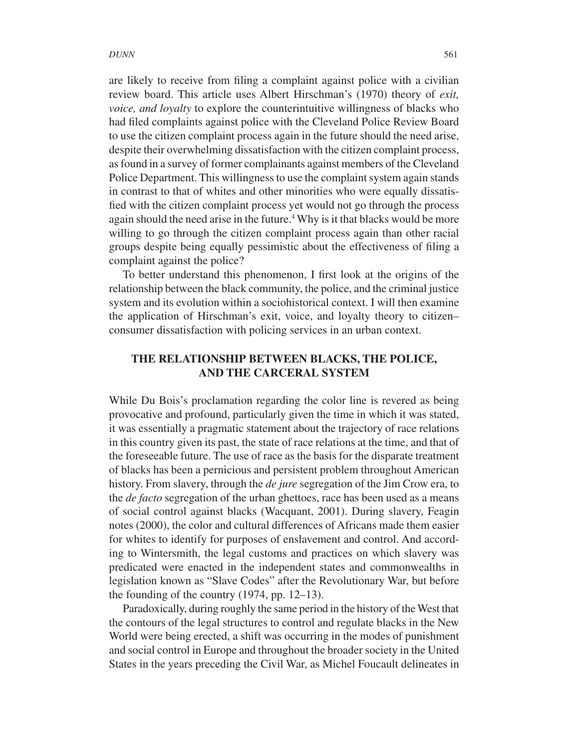are likely to receive from filing a complaint against police with a civilian review board. This article uses Albert Hirschman's (1970) theory of *exit, voice, and loyalty* to explore the counterintuitive willingness of blacks who had filed complaints against police with the Cleveland Police Review Board to use the citizen complaint process again in the future should the need arise, despite their overwhelming dissatisfaction with the citizen complaint process, as found in a survey of former complainants against members of the Cleveland Police Department. This willingness to use the complaint system again stands in contrast to that of whites and other minorities who were equally dissatisfied with the citizen complaint process yet would not go through the process again should the need arise in the future.[4] Why is it that blacks would be more willing to go through the citizen complaint process again than other racial groups despite being equally pessimistic about the effectiveness of filing a complaint against the police?

To better understand this phenomenon, I first look at the origins of the relationship between the black community, the police, and the criminal justice system and its evolution within a sociohistorical context. I will then examine the application of Hirschman's exit, voice, and loyalty theory to citizen–consumer dissatisfaction with policing services in an urban context.

## THE RELATIONSHIP BETWEEN BLACKS, THE POLICE, AND THE CARCERAL SYSTEM

While Du Bois's proclamation regarding the color line is revered as being provocative and profound, particularly given the time in which it was stated, it was essentially a pragmatic statement about the trajectory of race relations in this country given its past, the state of race relations at the time, and that of the foreseeable future. The use of race as the basis for the disparate treatment of blacks has been a pernicious and persistent problem throughout American history. From slavery, through the *de jure* segregation of the Jim Crow era, to the *de facto* segregation of the urban ghettoes, race has been used as a means of social control against blacks (Wacquant, 2001). During slavery, Feagin notes (2000), the color and cultural differences of Africans made them easier for whites to identify for purposes of enslavement and control. And according to Wintersmith, the legal customs and practices on which slavery was predicated were enacted in the independent states and commonwealths in legislation known as "Slave Codes" after the Revolutionary War, but before the founding of the country (1974, pp. 12–13).

Paradoxically, during roughly the same period in the history of the West that the contours of the legal structures to control and regulate blacks in the New World were being erected, a shift was occurring in the modes of punishment and social control in Europe and throughout the broader society in the United States in the years preceding the Civil War, as Michel Foucault delineates in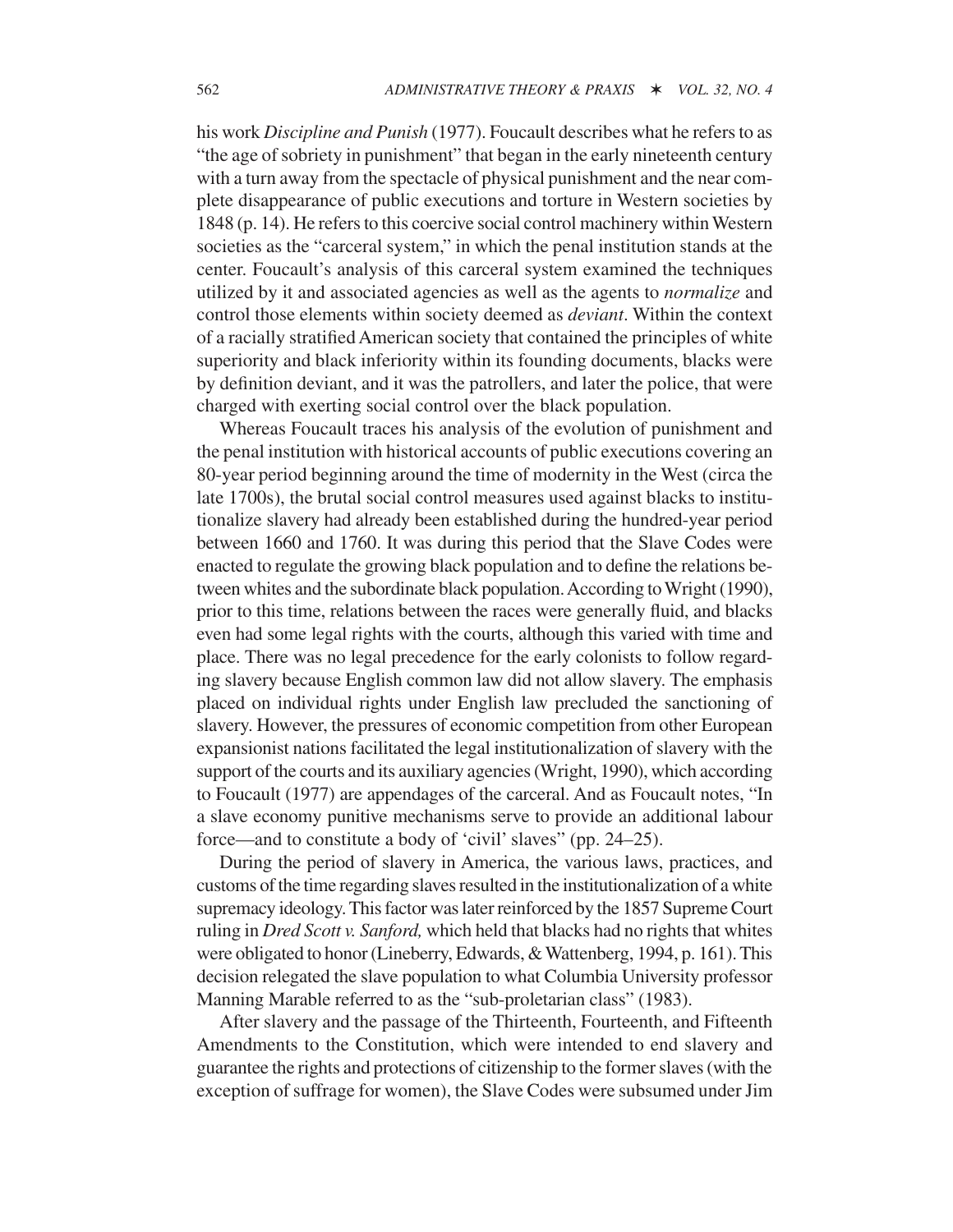his work *Discipline and Punish* (1977). Foucault describes what he refers to as "the age of sobriety in punishment" that began in the early nineteenth century with a turn away from the spectacle of physical punishment and the near complete disappearance of public executions and torture in Western societies by 1848 (p. 14). He refers to this coercive social control machinery within Western societies as the "carceral system," in which the penal institution stands at the center. Foucault's analysis of this carceral system examined the techniques utilized by it and associated agencies as well as the agents to *normalize* and control those elements within society deemed as *deviant*. Within the context of a racially stratified American society that contained the principles of white superiority and black inferiority within its founding documents, blacks were by definition deviant, and it was the patrollers, and later the police, that were charged with exerting social control over the black population.

Whereas Foucault traces his analysis of the evolution of punishment and the penal institution with historical accounts of public executions covering an 80-year period beginning around the time of modernity in the West (circa the late 1700s), the brutal social control measures used against blacks to institutionalize slavery had already been established during the hundred-year period between 1660 and 1760. It was during this period that the Slave Codes were enacted to regulate the growing black population and to define the relations between whites and the subordinate black population. According to Wright (1990), prior to this time, relations between the races were generally fluid, and blacks even had some legal rights with the courts, although this varied with time and place. There was no legal precedence for the early colonists to follow regarding slavery because English common law did not allow slavery. The emphasis placed on individual rights under English law precluded the sanctioning of slavery. However, the pressures of economic competition from other European expansionist nations facilitated the legal institutionalization of slavery with the support of the courts and its auxiliary agencies (Wright, 1990), which according to Foucault (1977) are appendages of the carceral. And as Foucault notes, "In a slave economy punitive mechanisms serve to provide an additional labour force—and to constitute a body of 'civil' slaves" (pp. 24–25).

During the period of slavery in America, the various laws, practices, and customs of the time regarding slaves resulted in the institutionalization of a white supremacy ideology. This factor was later reinforced by the 1857 Supreme Court ruling in *Dred Scott v. Sanford,* which held that blacks had no rights that whites were obligated to honor (Lineberry, Edwards, & Wattenberg, 1994, p. 161). This decision relegated the slave population to what Columbia University professor Manning Marable referred to as the "sub-proletarian class" (1983).

After slavery and the passage of the Thirteenth, Fourteenth, and Fifteenth Amendments to the Constitution, which were intended to end slavery and guarantee the rights and protections of citizenship to the former slaves (with the exception of suffrage for women), the Slave Codes were subsumed under Jim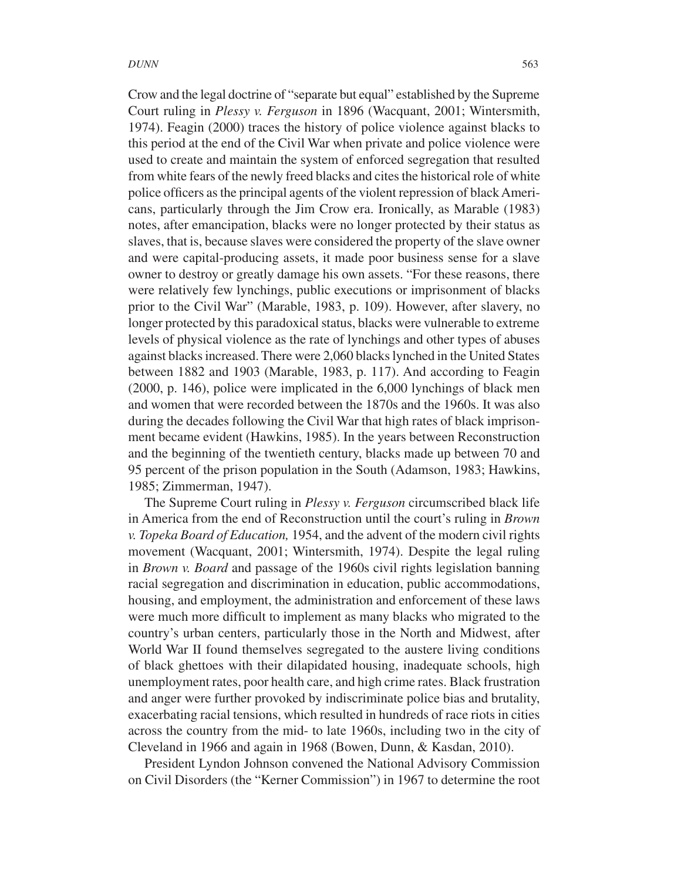Crow and the legal doctrine of "separate but equal" established by the Supreme Court ruling in *Plessy v. Ferguson* in 1896 (Wacquant, 2001; Wintersmith, 1974). Feagin (2000) traces the history of police violence against blacks to this period at the end of the Civil War when private and police violence were used to create and maintain the system of enforced segregation that resulted from white fears of the newly freed blacks and cites the historical role of white police officers as the principal agents of the violent repression of black Americans, particularly through the Jim Crow era. Ironically, as Marable (1983) notes, after emancipation, blacks were no longer protected by their status as slaves, that is, because slaves were considered the property of the slave owner and were capital-producing assets, it made poor business sense for a slave owner to destroy or greatly damage his own assets. "For these reasons, there were relatively few lynchings, public executions or imprisonment of blacks prior to the Civil War" (Marable, 1983, p. 109). However, after slavery, no longer protected by this paradoxical status, blacks were vulnerable to extreme levels of physical violence as the rate of lynchings and other types of abuses against blacks increased. There were 2,060 blacks lynched in the United States between 1882 and 1903 (Marable, 1983, p. 117). And according to Feagin (2000, p. 146), police were implicated in the 6,000 lynchings of black men and women that were recorded between the 1870s and the 1960s. It was also during the decades following the Civil War that high rates of black imprisonment became evident (Hawkins, 1985). In the years between Reconstruction and the beginning of the twentieth century, blacks made up between 70 and 95 percent of the prison population in the South (Adamson, 1983; Hawkins, 1985; Zimmerman, 1947).

The Supreme Court ruling in *Plessy v. Ferguson* circumscribed black life in America from the end of Reconstruction until the court's ruling in *Brown v. Topeka Board of Education,* 1954, and the advent of the modern civil rights movement (Wacquant, 2001; Wintersmith, 1974). Despite the legal ruling in *Brown v. Board* and passage of the 1960s civil rights legislation banning racial segregation and discrimination in education, public accommodations, housing, and employment, the administration and enforcement of these laws were much more difficult to implement as many blacks who migrated to the country's urban centers, particularly those in the North and Midwest, after World War II found themselves segregated to the austere living conditions of black ghettoes with their dilapidated housing, inadequate schools, high unemployment rates, poor health care, and high crime rates. Black frustration and anger were further provoked by indiscriminate police bias and brutality, exacerbating racial tensions, which resulted in hundreds of race riots in cities across the country from the mid- to late 1960s, including two in the city of Cleveland in 1966 and again in 1968 (Bowen, Dunn, & Kasdan, 2010).

President Lyndon Johnson convened the National Advisory Commission on Civil Disorders (the "Kerner Commission") in 1967 to determine the root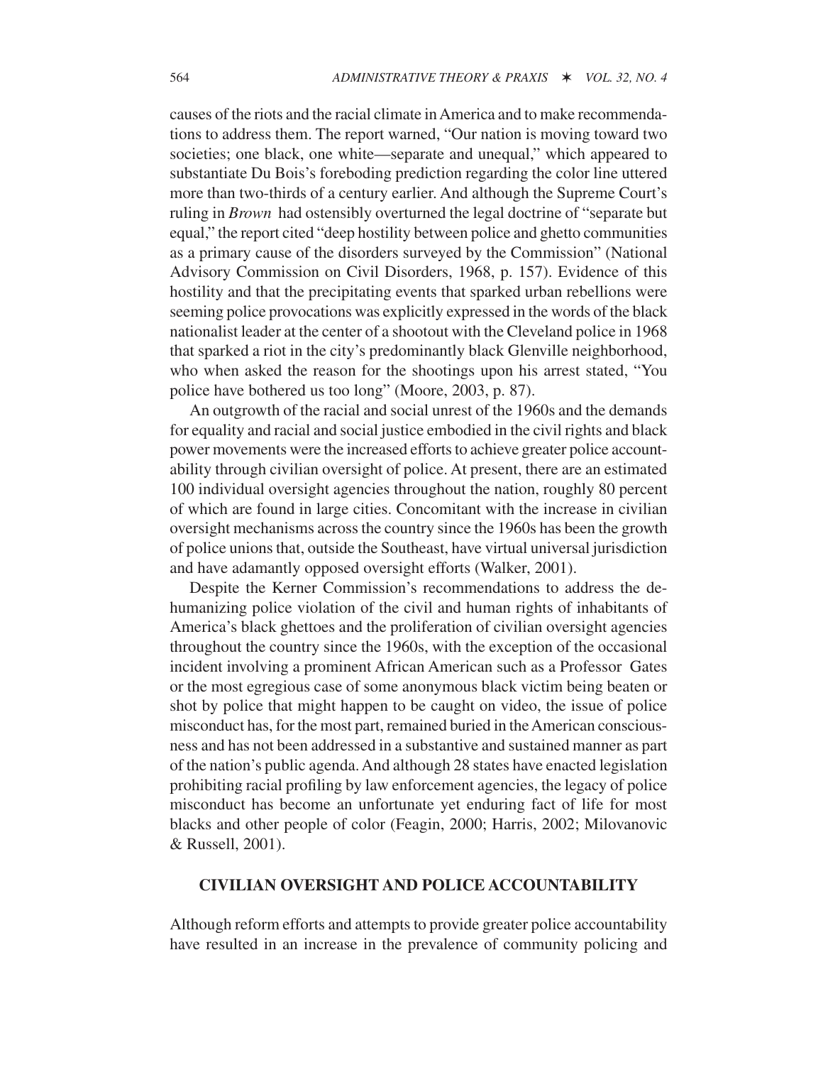causes of the riots and the racial climate in America and to make recommendations to address them. The report warned, "Our nation is moving toward two societies; one black, one white—separate and unequal," which appeared to substantiate Du Bois's foreboding prediction regarding the color line uttered more than two-thirds of a century earlier. And although the Supreme Court's ruling in *Brown* had ostensibly overturned the legal doctrine of "separate but equal," the report cited "deep hostility between police and ghetto communities as a primary cause of the disorders surveyed by the Commission" (National Advisory Commission on Civil Disorders, 1968, p. 157). Evidence of this hostility and that the precipitating events that sparked urban rebellions were seeming police provocations was explicitly expressed in the words of the black nationalist leader at the center of a shootout with the Cleveland police in 1968 that sparked a riot in the city's predominantly black Glenville neighborhood, who when asked the reason for the shootings upon his arrest stated, "You police have bothered us too long" (Moore, 2003, p. 87).

An outgrowth of the racial and social unrest of the 1960s and the demands for equality and racial and social justice embodied in the civil rights and black power movements were the increased efforts to achieve greater police accountability through civilian oversight of police. At present, there are an estimated 100 individual oversight agencies throughout the nation, roughly 80 percent of which are found in large cities. Concomitant with the increase in civilian oversight mechanisms across the country since the 1960s has been the growth of police unions that, outside the Southeast, have virtual universal jurisdiction and have adamantly opposed oversight efforts (Walker, 2001).

Despite the Kerner Commission's recommendations to address the dehumanizing police violation of the civil and human rights of inhabitants of America's black ghettoes and the proliferation of civilian oversight agencies throughout the country since the 1960s, with the exception of the occasional incident involving a prominent African American such as a Professor Gates or the most egregious case of some anonymous black victim being beaten or shot by police that might happen to be caught on video, the issue of police misconduct has, for the most part, remained buried in the American consciousness and has not been addressed in a substantive and sustained manner as part of the nation's public agenda. And although 28 states have enacted legislation prohibiting racial profiling by law enforcement agencies, the legacy of police misconduct has become an unfortunate yet enduring fact of life for most blacks and other people of color (Feagin, 2000; Harris, 2002; Milovanovic & Russell, 2001).

## CIVILIAN OVERSIGHT AND POLICE ACCOUNTABILITY

Although reform efforts and attempts to provide greater police accountability have resulted in an increase in the prevalence of community policing and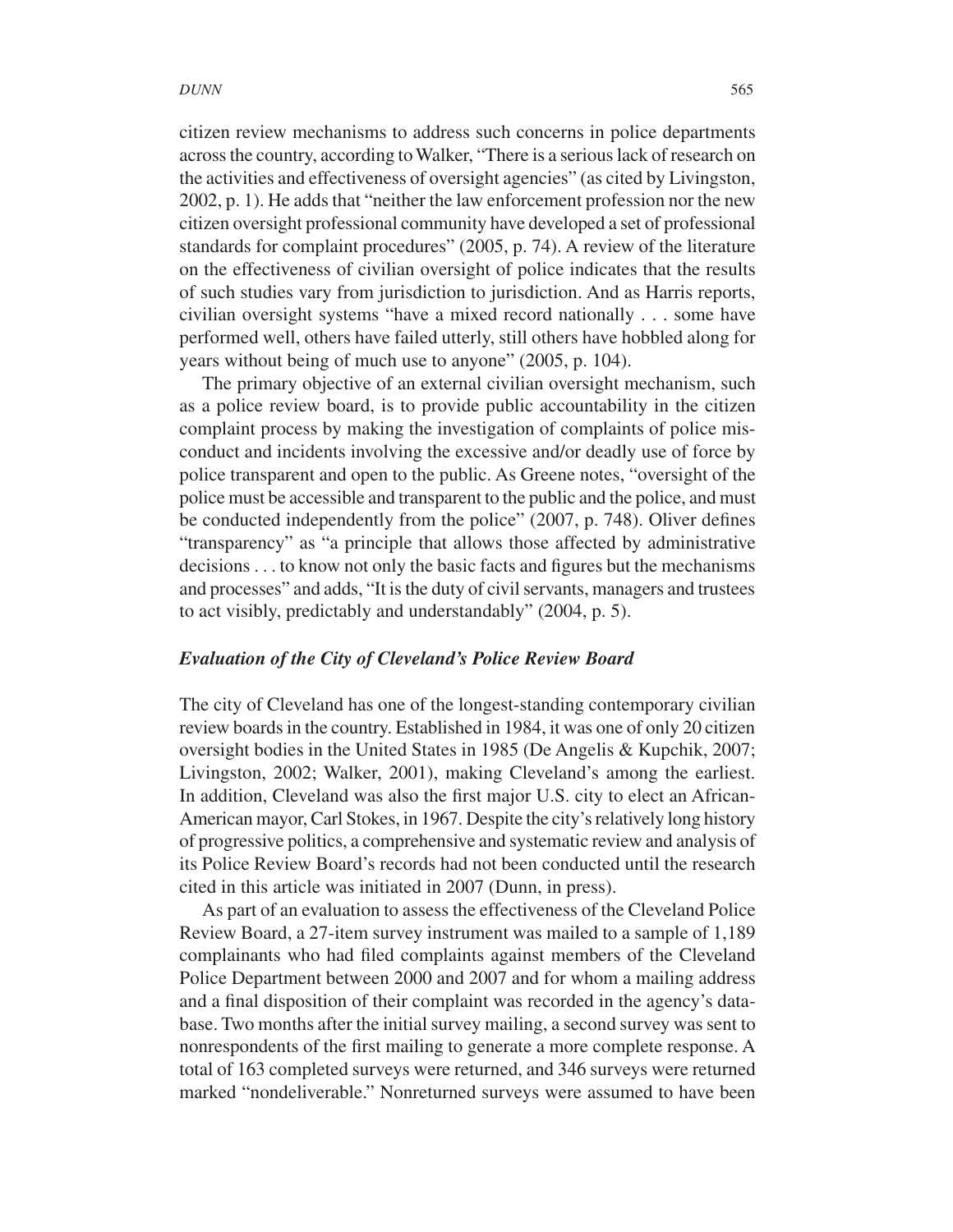citizen review mechanisms to address such concerns in police departments across the country, according to Walker, "There is a serious lack of research on the activities and effectiveness of oversight agencies" (as cited by Livingston, 2002, p. 1). He adds that "neither the law enforcement profession nor the new citizen oversight professional community have developed a set of professional standards for complaint procedures" (2005, p. 74). A review of the literature on the effectiveness of civilian oversight of police indicates that the results of such studies vary from jurisdiction to jurisdiction. And as Harris reports, civilian oversight systems "have a mixed record nationally . . . some have performed well, others have failed utterly, still others have hobbled along for years without being of much use to anyone" (2005, p. 104).

The primary objective of an external civilian oversight mechanism, such as a police review board, is to provide public accountability in the citizen complaint process by making the investigation of complaints of police misconduct and incidents involving the excessive and/or deadly use of force by police transparent and open to the public. As Greene notes, "oversight of the police must be accessible and transparent to the public and the police, and must be conducted independently from the police" (2007, p. 748). Oliver defines "transparency" as "a principle that allows those affected by administrative decisions . . . to know not only the basic facts and figures but the mechanisms and processes" and adds, "It is the duty of civil servants, managers and trustees to act visibly, predictably and understandably" (2004, p. 5).

### *Evaluation of the City of Cleveland's Police Review Board*

The city of Cleveland has one of the longest-standing contemporary civilian review boards in the country. Established in 1984, it was one of only 20 citizen oversight bodies in the United States in 1985 (De Angelis & Kupchik, 2007; Livingston, 2002; Walker, 2001), making Cleveland's among the earliest. In addition, Cleveland was also the first major U.S. city to elect an African-American mayor, Carl Stokes, in 1967. Despite the city's relatively long history of progressive politics, a comprehensive and systematic review and analysis of its Police Review Board's records had not been conducted until the research cited in this article was initiated in 2007 (Dunn, in press).

As part of an evaluation to assess the effectiveness of the Cleveland Police Review Board, a 27-item survey instrument was mailed to a sample of 1,189 complainants who had filed complaints against members of the Cleveland Police Department between 2000 and 2007 and for whom a mailing address and a final disposition of their complaint was recorded in the agency's database. Two months after the initial survey mailing, a second survey was sent to nonrespondents of the first mailing to generate a more complete response. A total of 163 completed surveys were returned, and 346 surveys were returned marked "nondeliverable." Nonreturned surveys were assumed to have been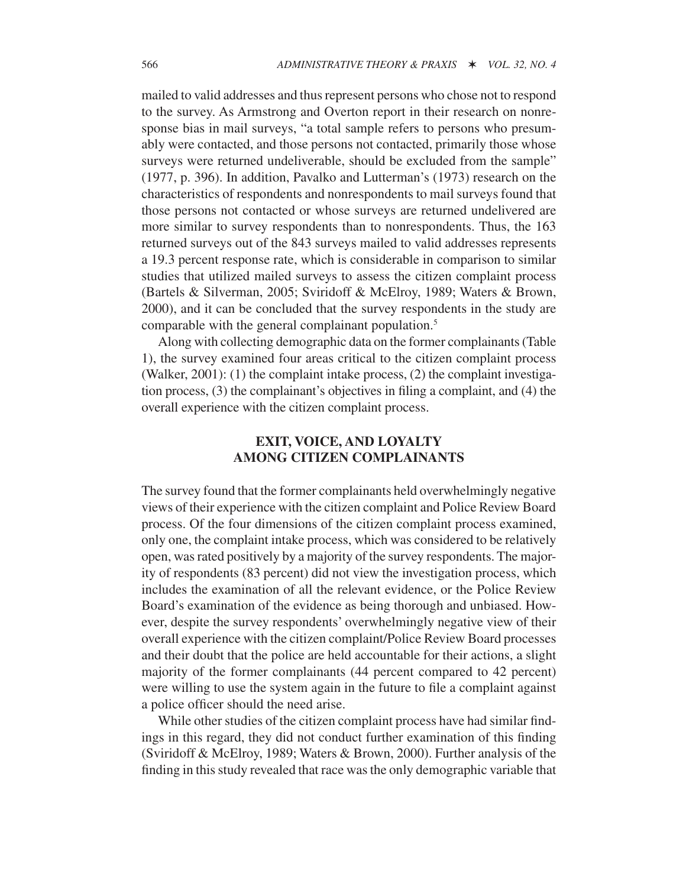mailed to valid addresses and thus represent persons who chose not to respond to the survey. As Armstrong and Overton report in their research on nonresponse bias in mail surveys, "a total sample refers to persons who presumably were contacted, and those persons not contacted, primarily those whose surveys were returned undeliverable, should be excluded from the sample" (1977, p. 396). In addition, Pavalko and Lutterman's (1973) research on the characteristics of respondents and nonrespondents to mail surveys found that those persons not contacted or whose surveys are returned undelivered are more similar to survey respondents than to nonrespondents. Thus, the 163 returned surveys out of the 843 surveys mailed to valid addresses represents a 19.3 percent response rate, which is considerable in comparison to similar studies that utilized mailed surveys to assess the citizen complaint process (Bartels & Silverman, 2005; Sviridoff & McElroy, 1989; Waters & Brown, 2000), and it can be concluded that the survey respondents in the study are comparable with the general complainant population.[5]

Along with collecting demographic data on the former complainants (Table 1), the survey examined four areas critical to the citizen complaint process (Walker, 2001): (1) the complaint intake process, (2) the complaint investigation process, (3) the complainant's objectives in filing a complaint, and (4) the overall experience with the citizen complaint process.

## EXIT, VOICE, AND LOYALTY AMONG CITIZEN COMPLAINANTS

The survey found that the former complainants held overwhelmingly negative views of their experience with the citizen complaint and Police Review Board process. Of the four dimensions of the citizen complaint process examined, only one, the complaint intake process, which was considered to be relatively open, was rated positively by a majority of the survey respondents. The majority of respondents (83 percent) did not view the investigation process, which includes the examination of all the relevant evidence, or the Police Review Board's examination of the evidence as being thorough and unbiased. However, despite the survey respondents' overwhelmingly negative view of their overall experience with the citizen complaint/Police Review Board processes and their doubt that the police are held accountable for their actions, a slight majority of the former complainants (44 percent compared to 42 percent) were willing to use the system again in the future to file a complaint against a police officer should the need arise.

While other studies of the citizen complaint process have had similar findings in this regard, they did not conduct further examination of this finding (Sviridoff & McElroy, 1989; Waters & Brown, 2000). Further analysis of the finding in this study revealed that race was the only demographic variable that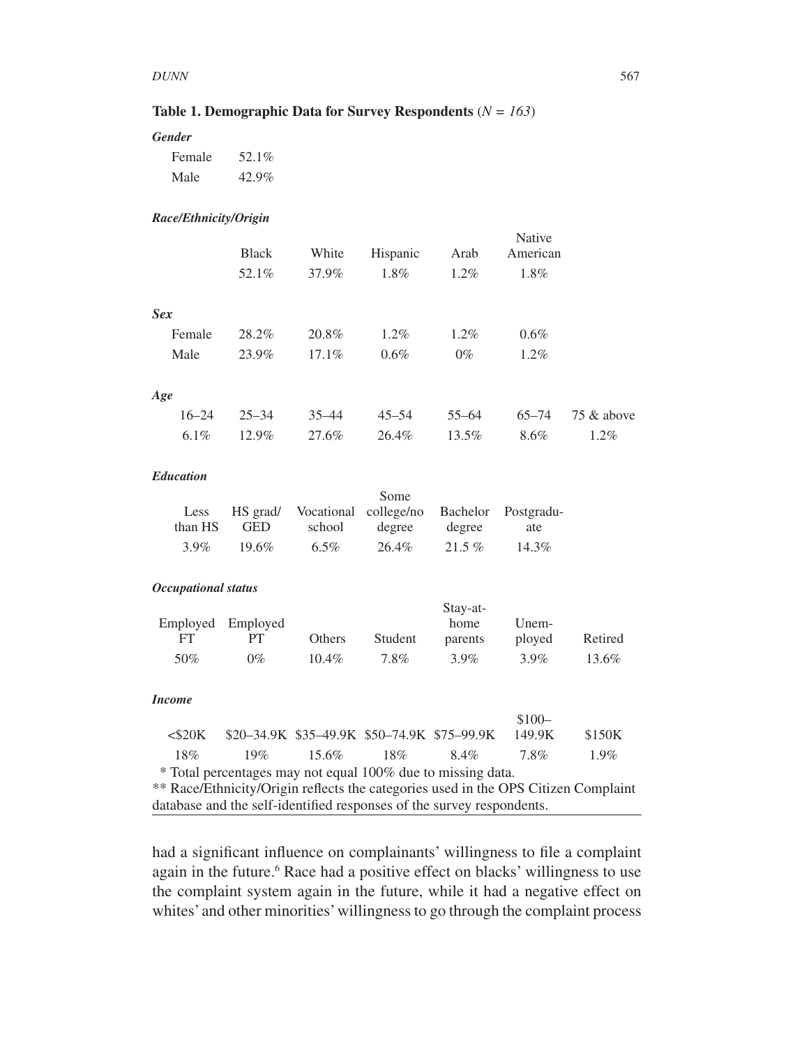**Table 1. Demographic Data for Survey Respondents** (*N* = *163*)

***Gender***

| | |
|---|---|
| Female | 52.1% |
| Male | 42.9% |

***Race/Ethnicity/Origin***

| | Black | White | Hispanic | Arab | Native American |
|---|---|---|---|---|---|
| | 52.1% | 37.9% | 1.8% | 1.2% | 1.8% |

***Sex***

| | Black | White | Hispanic | Arab | Native American |
|---|---|---|---|---|---|
| Female | 28.2% | 20.8% | 1.2% | 1.2% | 0.6% |
| Male | 23.9% | 17.1% | 0.6% | 0% | 1.2% |

***Age***

| 16–24 | 25–34 | 35–44 | 45–54 | 55–64 | 65–74 | 75 & above |
|---|---|---|---|---|---|---|
| 6.1% | 12.9% | 27.6% | 26.4% | 13.5% | 8.6% | 1.2% |

***Education***

| Less than HS | HS grad/ GED | Vocational school | Some college/no degree | Bachelor degree | Postgraduate |
|---|---|---|---|---|---|
| 3.9% | 19.6% | 6.5% | 26.4% | 21.5 % | 14.3% |

***Occupational status***

| Employed FT | Employed PT | Others | Student | Stay-at-home parents | Unemployed | Retired |
|---|---|---|---|---|---|---|
| 50% | 0% | 10.4% | 7.8% | 3.9% | 3.9% | 13.6% |

***Income***

| <$20K | $20–34.9K | $35–49.9K | $50–74.9K | $75–99.9K | $100–149.9K | $150K |
|---|---|---|---|---|---|---|
| 18% | 19% | 15.6% | 18% | 8.4% | 7.8% | 1.9% |

\* Total percentages may not equal 100% due to missing data.
** Race/Ethnicity/Origin reflects the categories used in the OPS Citizen Complaint database and the self-identified responses of the survey respondents.

had a significant influence on complainants' willingness to file a complaint again in the future.[6] Race had a positive effect on blacks' willingness to use the complaint system again in the future, while it had a negative effect on whites' and other minorities' willingness to go through the complaint process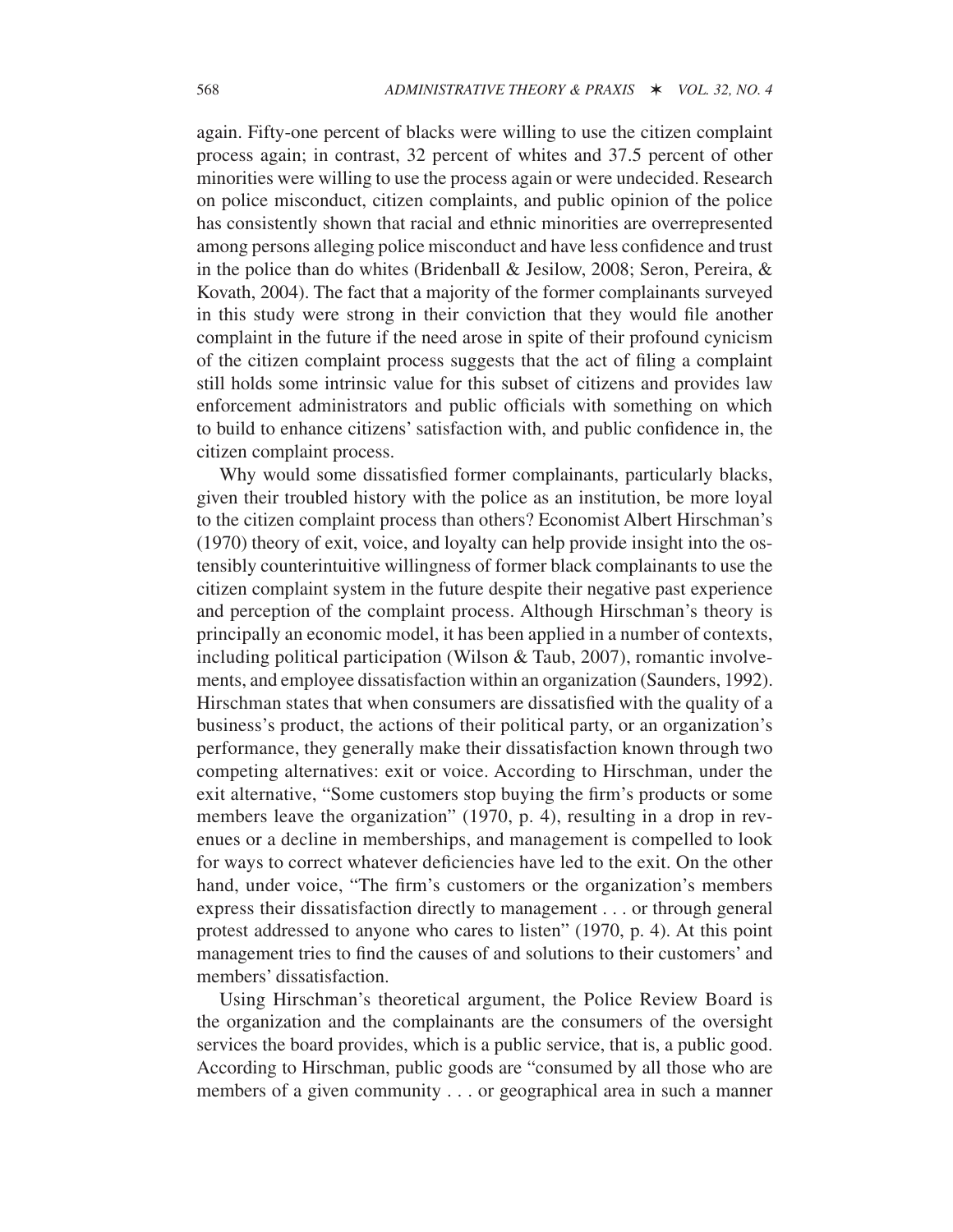again. Fifty-one percent of blacks were willing to use the citizen complaint process again; in contrast, 32 percent of whites and 37.5 percent of other minorities were willing to use the process again or were undecided. Research on police misconduct, citizen complaints, and public opinion of the police has consistently shown that racial and ethnic minorities are overrepresented among persons alleging police misconduct and have less confidence and trust in the police than do whites (Bridenball & Jesilow, 2008; Seron, Pereira, & Kovath, 2004). The fact that a majority of the former complainants surveyed in this study were strong in their conviction that they would file another complaint in the future if the need arose in spite of their profound cynicism of the citizen complaint process suggests that the act of filing a complaint still holds some intrinsic value for this subset of citizens and provides law enforcement administrators and public officials with something on which to build to enhance citizens' satisfaction with, and public confidence in, the citizen complaint process.

Why would some dissatisfied former complainants, particularly blacks, given their troubled history with the police as an institution, be more loyal to the citizen complaint process than others? Economist Albert Hirschman's (1970) theory of exit, voice, and loyalty can help provide insight into the ostensibly counterintuitive willingness of former black complainants to use the citizen complaint system in the future despite their negative past experience and perception of the complaint process. Although Hirschman's theory is principally an economic model, it has been applied in a number of contexts, including political participation (Wilson & Taub, 2007), romantic involvements, and employee dissatisfaction within an organization (Saunders, 1992). Hirschman states that when consumers are dissatisfied with the quality of a business's product, the actions of their political party, or an organization's performance, they generally make their dissatisfaction known through two competing alternatives: exit or voice. According to Hirschman, under the exit alternative, "Some customers stop buying the firm's products or some members leave the organization" (1970, p. 4), resulting in a drop in revenues or a decline in memberships, and management is compelled to look for ways to correct whatever deficiencies have led to the exit. On the other hand, under voice, "The firm's customers or the organization's members express their dissatisfaction directly to management . . . or through general protest addressed to anyone who cares to listen" (1970, p. 4). At this point management tries to find the causes of and solutions to their customers' and members' dissatisfaction.

Using Hirschman's theoretical argument, the Police Review Board is the organization and the complainants are the consumers of the oversight services the board provides, which is a public service, that is, a public good. According to Hirschman, public goods are "consumed by all those who are members of a given community . . . or geographical area in such a manner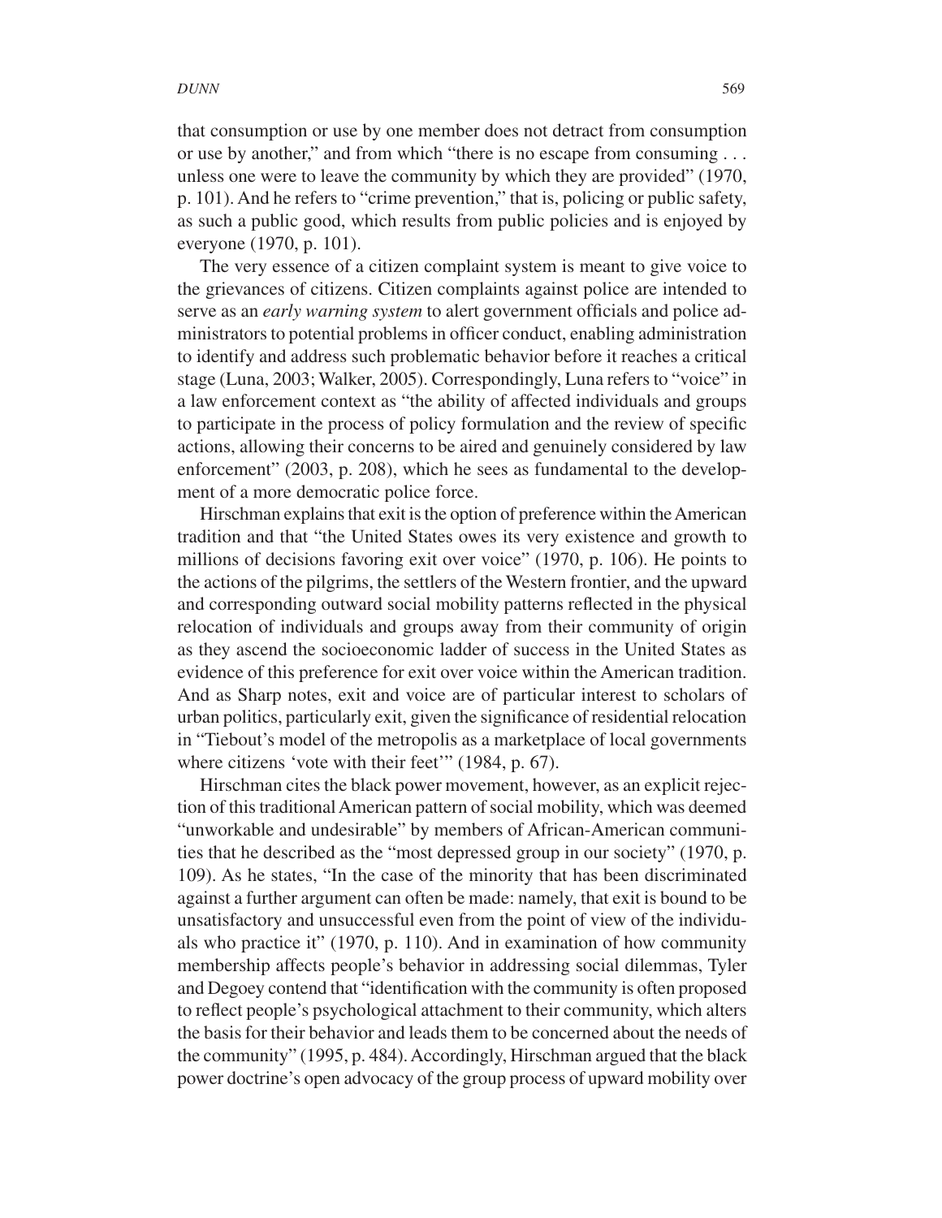that consumption or use by one member does not detract from consumption or use by another," and from which "there is no escape from consuming . . . unless one were to leave the community by which they are provided" (1970, p. 101). And he refers to "crime prevention," that is, policing or public safety, as such a public good, which results from public policies and is enjoyed by everyone (1970, p. 101).

The very essence of a citizen complaint system is meant to give voice to the grievances of citizens. Citizen complaints against police are intended to serve as an *early warning system* to alert government officials and police administrators to potential problems in officer conduct, enabling administration to identify and address such problematic behavior before it reaches a critical stage (Luna, 2003; Walker, 2005). Correspondingly, Luna refers to "voice" in a law enforcement context as "the ability of affected individuals and groups to participate in the process of policy formulation and the review of specific actions, allowing their concerns to be aired and genuinely considered by law enforcement" (2003, p. 208), which he sees as fundamental to the development of a more democratic police force.

Hirschman explains that exit is the option of preference within the American tradition and that "the United States owes its very existence and growth to millions of decisions favoring exit over voice" (1970, p. 106). He points to the actions of the pilgrims, the settlers of the Western frontier, and the upward and corresponding outward social mobility patterns reflected in the physical relocation of individuals and groups away from their community of origin as they ascend the socioeconomic ladder of success in the United States as evidence of this preference for exit over voice within the American tradition. And as Sharp notes, exit and voice are of particular interest to scholars of urban politics, particularly exit, given the significance of residential relocation in "Tiebout's model of the metropolis as a marketplace of local governments where citizens 'vote with their feet'" (1984, p. 67).

Hirschman cites the black power movement, however, as an explicit rejection of this traditional American pattern of social mobility, which was deemed "unworkable and undesirable" by members of African-American communities that he described as the "most depressed group in our society" (1970, p. 109). As he states, "In the case of the minority that has been discriminated against a further argument can often be made: namely, that exit is bound to be unsatisfactory and unsuccessful even from the point of view of the individuals who practice it" (1970, p. 110). And in examination of how community membership affects people's behavior in addressing social dilemmas, Tyler and Degoey contend that "identification with the community is often proposed to reflect people's psychological attachment to their community, which alters the basis for their behavior and leads them to be concerned about the needs of the community" (1995, p. 484). Accordingly, Hirschman argued that the black power doctrine's open advocacy of the group process of upward mobility over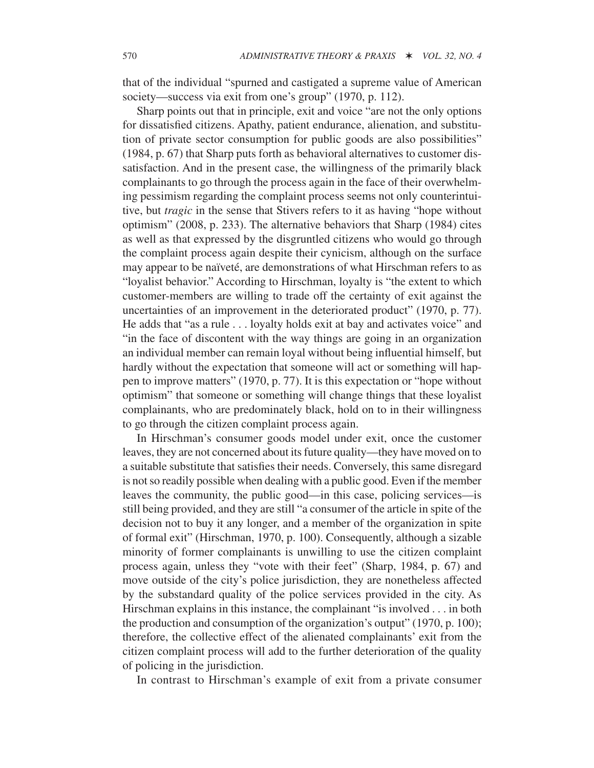that of the individual "spurned and castigated a supreme value of American society—success via exit from one's group" (1970, p. 112).

Sharp points out that in principle, exit and voice "are not the only options for dissatisfied citizens. Apathy, patient endurance, alienation, and substitution of private sector consumption for public goods are also possibilities" (1984, p. 67) that Sharp puts forth as behavioral alternatives to customer dissatisfaction. And in the present case, the willingness of the primarily black complainants to go through the process again in the face of their overwhelming pessimism regarding the complaint process seems not only counterintuitive, but *tragic* in the sense that Stivers refers to it as having "hope without optimism" (2008, p. 233). The alternative behaviors that Sharp (1984) cites as well as that expressed by the disgruntled citizens who would go through the complaint process again despite their cynicism, although on the surface may appear to be naïveté, are demonstrations of what Hirschman refers to as "loyalist behavior." According to Hirschman, loyalty is "the extent to which customer-members are willing to trade off the certainty of exit against the uncertainties of an improvement in the deteriorated product" (1970, p. 77). He adds that "as a rule . . . loyalty holds exit at bay and activates voice" and "in the face of discontent with the way things are going in an organization an individual member can remain loyal without being influential himself, but hardly without the expectation that someone will act or something will happen to improve matters" (1970, p. 77). It is this expectation or "hope without optimism" that someone or something will change things that these loyalist complainants, who are predominately black, hold on to in their willingness to go through the citizen complaint process again.

In Hirschman's consumer goods model under exit, once the customer leaves, they are not concerned about its future quality—they have moved on to a suitable substitute that satisfies their needs. Conversely, this same disregard is not so readily possible when dealing with a public good. Even if the member leaves the community, the public good—in this case, policing services—is still being provided, and they are still "a consumer of the article in spite of the decision not to buy it any longer, and a member of the organization in spite of formal exit" (Hirschman, 1970, p. 100). Consequently, although a sizable minority of former complainants is unwilling to use the citizen complaint process again, unless they "vote with their feet" (Sharp, 1984, p. 67) and move outside of the city's police jurisdiction, they are nonetheless affected by the substandard quality of the police services provided in the city. As Hirschman explains in this instance, the complainant "is involved . . . in both the production and consumption of the organization's output" (1970, p. 100); therefore, the collective effect of the alienated complainants' exit from the citizen complaint process will add to the further deterioration of the quality of policing in the jurisdiction.

In contrast to Hirschman's example of exit from a private consumer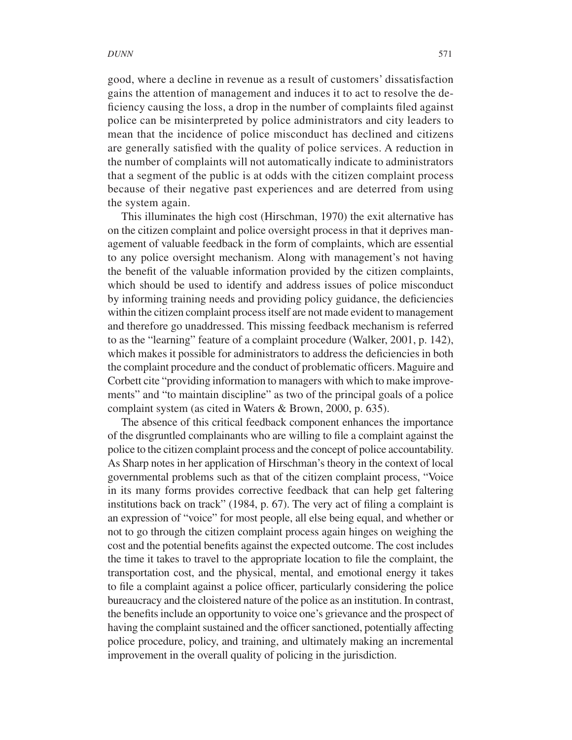good, where a decline in revenue as a result of customers' dissatisfaction gains the attention of management and induces it to act to resolve the deficiency causing the loss, a drop in the number of complaints filed against police can be misinterpreted by police administrators and city leaders to mean that the incidence of police misconduct has declined and citizens are generally satisfied with the quality of police services. A reduction in the number of complaints will not automatically indicate to administrators that a segment of the public is at odds with the citizen complaint process because of their negative past experiences and are deterred from using the system again.

This illuminates the high cost (Hirschman, 1970) the exit alternative has on the citizen complaint and police oversight process in that it deprives management of valuable feedback in the form of complaints, which are essential to any police oversight mechanism. Along with management's not having the benefit of the valuable information provided by the citizen complaints, which should be used to identify and address issues of police misconduct by informing training needs and providing policy guidance, the deficiencies within the citizen complaint process itself are not made evident to management and therefore go unaddressed. This missing feedback mechanism is referred to as the "learning" feature of a complaint procedure (Walker, 2001, p. 142), which makes it possible for administrators to address the deficiencies in both the complaint procedure and the conduct of problematic officers. Maguire and Corbett cite "providing information to managers with which to make improvements" and "to maintain discipline" as two of the principal goals of a police complaint system (as cited in Waters & Brown, 2000, p. 635).

The absence of this critical feedback component enhances the importance of the disgruntled complainants who are willing to file a complaint against the police to the citizen complaint process and the concept of police accountability. As Sharp notes in her application of Hirschman's theory in the context of local governmental problems such as that of the citizen complaint process, "Voice in its many forms provides corrective feedback that can help get faltering institutions back on track" (1984, p. 67). The very act of filing a complaint is an expression of "voice" for most people, all else being equal, and whether or not to go through the citizen complaint process again hinges on weighing the cost and the potential benefits against the expected outcome. The cost includes the time it takes to travel to the appropriate location to file the complaint, the transportation cost, and the physical, mental, and emotional energy it takes to file a complaint against a police officer, particularly considering the police bureaucracy and the cloistered nature of the police as an institution. In contrast, the benefits include an opportunity to voice one's grievance and the prospect of having the complaint sustained and the officer sanctioned, potentially affecting police procedure, policy, and training, and ultimately making an incremental improvement in the overall quality of policing in the jurisdiction.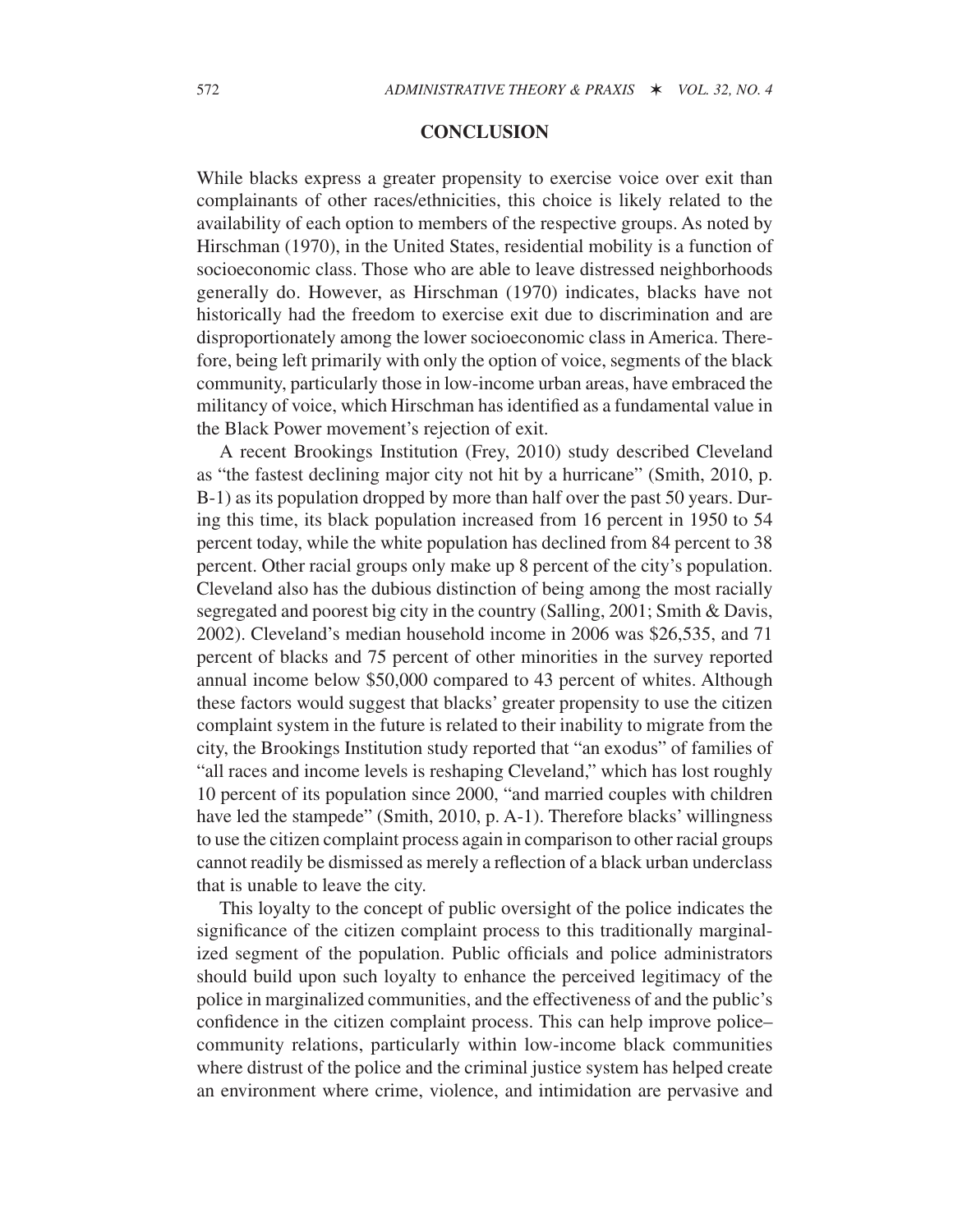## CONCLUSION

While blacks express a greater propensity to exercise voice over exit than complainants of other races/ethnicities, this choice is likely related to the availability of each option to members of the respective groups. As noted by Hirschman (1970), in the United States, residential mobility is a function of socioeconomic class. Those who are able to leave distressed neighborhoods generally do. However, as Hirschman (1970) indicates, blacks have not historically had the freedom to exercise exit due to discrimination and are disproportionately among the lower socioeconomic class in America. Therefore, being left primarily with only the option of voice, segments of the black community, particularly those in low-income urban areas, have embraced the militancy of voice, which Hirschman has identified as a fundamental value in the Black Power movement's rejection of exit.

A recent Brookings Institution (Frey, 2010) study described Cleveland as "the fastest declining major city not hit by a hurricane" (Smith, 2010, p. B-1) as its population dropped by more than half over the past 50 years. During this time, its black population increased from 16 percent in 1950 to 54 percent today, while the white population has declined from 84 percent to 38 percent. Other racial groups only make up 8 percent of the city's population. Cleveland also has the dubious distinction of being among the most racially segregated and poorest big city in the country (Salling, 2001; Smith & Davis, 2002). Cleveland's median household income in 2006 was $26,535, and 71 percent of blacks and 75 percent of other minorities in the survey reported annual income below $50,000 compared to 43 percent of whites. Although these factors would suggest that blacks' greater propensity to use the citizen complaint system in the future is related to their inability to migrate from the city, the Brookings Institution study reported that "an exodus" of families of "all races and income levels is reshaping Cleveland," which has lost roughly 10 percent of its population since 2000, "and married couples with children have led the stampede" (Smith, 2010, p. A-1). Therefore blacks' willingness to use the citizen complaint process again in comparison to other racial groups cannot readily be dismissed as merely a reflection of a black urban underclass that is unable to leave the city.

This loyalty to the concept of public oversight of the police indicates the significance of the citizen complaint process to this traditionally marginalized segment of the population. Public officials and police administrators should build upon such loyalty to enhance the perceived legitimacy of the police in marginalized communities, and the effectiveness of and the public's confidence in the citizen complaint process. This can help improve police–community relations, particularly within low-income black communities where distrust of the police and the criminal justice system has helped create an environment where crime, violence, and intimidation are pervasive and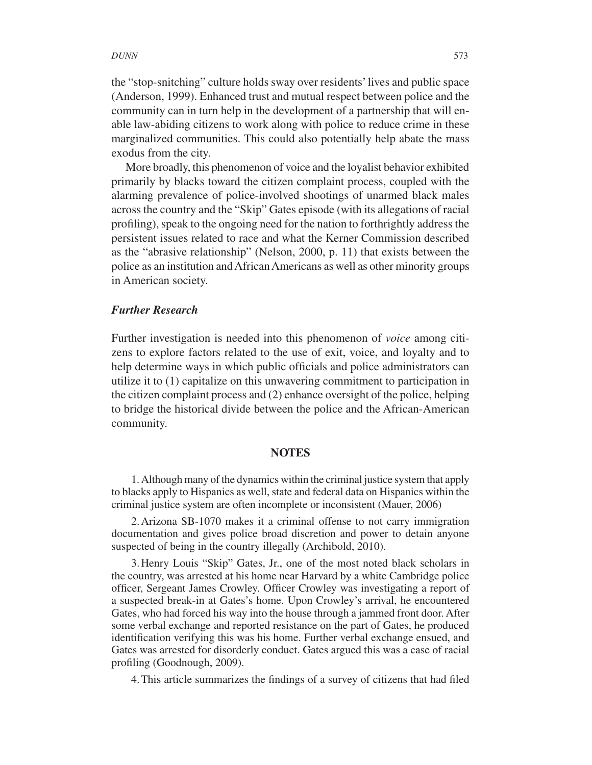the "stop-snitching" culture holds sway over residents' lives and public space (Anderson, 1999). Enhanced trust and mutual respect between police and the community can in turn help in the development of a partnership that will enable law-abiding citizens to work along with police to reduce crime in these marginalized communities. This could also potentially help abate the mass exodus from the city.

More broadly, this phenomenon of voice and the loyalist behavior exhibited primarily by blacks toward the citizen complaint process, coupled with the alarming prevalence of police-involved shootings of unarmed black males across the country and the "Skip" Gates episode (with its allegations of racial profiling), speak to the ongoing need for the nation to forthrightly address the persistent issues related to race and what the Kerner Commission described as the "abrasive relationship" (Nelson, 2000, p. 11) that exists between the police as an institution and African Americans as well as other minority groups in American society.

### *Further Research*

Further investigation is needed into this phenomenon of *voice* among citizens to explore factors related to the use of exit, voice, and loyalty and to help determine ways in which public officials and police administrators can utilize it to (1) capitalize on this unwavering commitment to participation in the citizen complaint process and (2) enhance oversight of the police, helping to bridge the historical divide between the police and the African-American community.

## NOTES

1. Although many of the dynamics within the criminal justice system that apply to blacks apply to Hispanics as well, state and federal data on Hispanics within the criminal justice system are often incomplete or inconsistent (Mauer, 2006)

2. Arizona SB-1070 makes it a criminal offense to not carry immigration documentation and gives police broad discretion and power to detain anyone suspected of being in the country illegally (Archibold, 2010).

3. Henry Louis "Skip" Gates, Jr., one of the most noted black scholars in the country, was arrested at his home near Harvard by a white Cambridge police officer, Sergeant James Crowley. Officer Crowley was investigating a report of a suspected break-in at Gates's home. Upon Crowley's arrival, he encountered Gates, who had forced his way into the house through a jammed front door. After some verbal exchange and reported resistance on the part of Gates, he produced identification verifying this was his home. Further verbal exchange ensued, and Gates was arrested for disorderly conduct. Gates argued this was a case of racial profiling (Goodnough, 2009).

4. This article summarizes the findings of a survey of citizens that had filed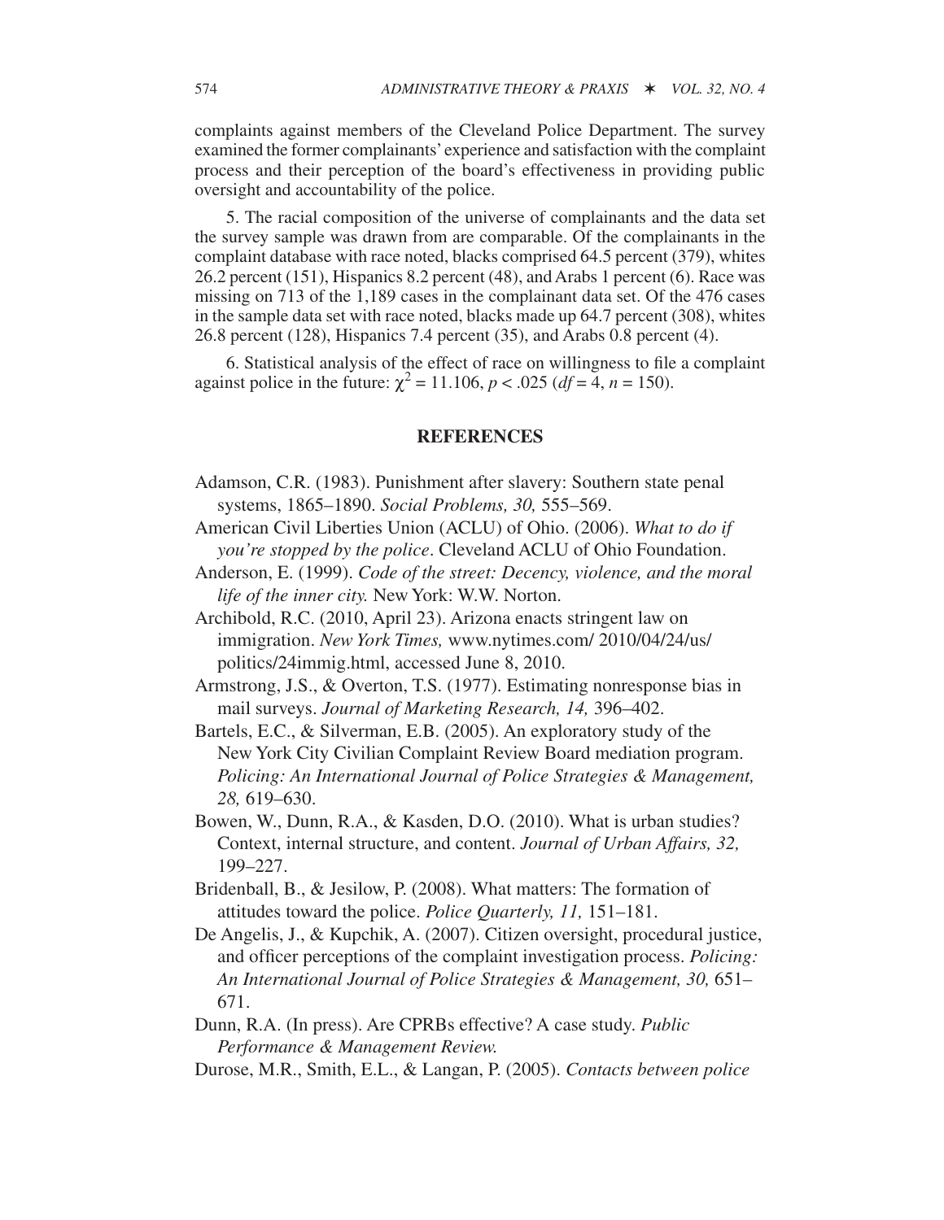complaints against members of the Cleveland Police Department. The survey examined the former complainants' experience and satisfaction with the complaint process and their perception of the board's effectiveness in providing public oversight and accountability of the police.

5. The racial composition of the universe of complainants and the data set the survey sample was drawn from are comparable. Of the complainants in the complaint database with race noted, blacks comprised 64.5 percent (379), whites 26.2 percent (151), Hispanics 8.2 percent (48), and Arabs 1 percent (6). Race was missing on 713 of the 1,189 cases in the complainant data set. Of the 476 cases in the sample data set with race noted, blacks made up 64.7 percent (308), whites 26.8 percent (128), Hispanics 7.4 percent (35), and Arabs 0.8 percent (4).

6. Statistical analysis of the effect of race on willingness to file a complaint against police in the future: $\chi^2 = 11.106$, $p < .025$ ($df = 4$, $n = 150$).

## REFERENCES

Adamson, C.R. (1983). Punishment after slavery: Southern state penal systems, 1865–1890. *Social Problems, 30,* 555–569.

American Civil Liberties Union (ACLU) of Ohio. (2006). *What to do if you're stopped by the police*. Cleveland ACLU of Ohio Foundation.

Anderson, E. (1999). *Code of the street: Decency, violence, and the moral life of the inner city.* New York: W.W. Norton.

Archibold, R.C. (2010, April 23). Arizona enacts stringent law on immigration. *New York Times,* www.nytimes.com/ 2010/04/24/us/ politics/24immig.html, accessed June 8, 2010.

Armstrong, J.S., & Overton, T.S. (1977). Estimating nonresponse bias in mail surveys. *Journal of Marketing Research, 14,* 396–402.

Bartels, E.C., & Silverman, E.B. (2005). An exploratory study of the New York City Civilian Complaint Review Board mediation program. *Policing: An International Journal of Police Strategies & Management, 28,* 619–630.

Bowen, W., Dunn, R.A., & Kasden, D.O. (2010). What is urban studies? Context, internal structure, and content. *Journal of Urban Affairs, 32,* 199–227.

Bridenball, B., & Jesilow, P. (2008). What matters: The formation of attitudes toward the police. *Police Quarterly, 11,* 151–181.

De Angelis, J., & Kupchik, A. (2007). Citizen oversight, procedural justice, and officer perceptions of the complaint investigation process. *Policing: An International Journal of Police Strategies & Management, 30,* 651–671.

Dunn, R.A. (In press). Are CPRBs effective? A case study. *Public Performance & Management Review.*

Durose, M.R., Smith, E.L., & Langan, P. (2005). *Contacts between police*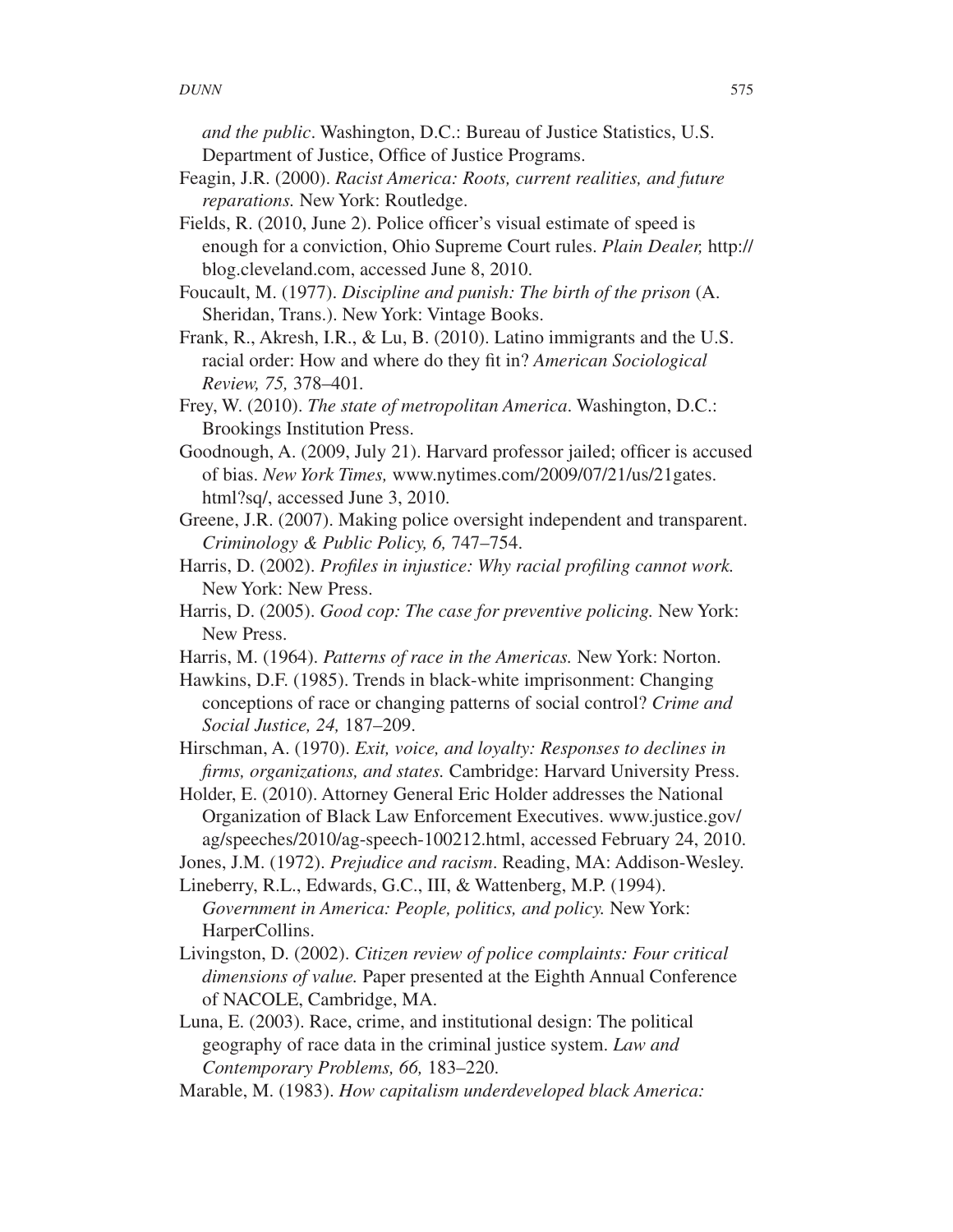*and the public*. Washington, D.C.: Bureau of Justice Statistics, U.S. Department of Justice, Office of Justice Programs.

Feagin, J.R. (2000). *Racist America: Roots, current realities, and future reparations.* New York: Routledge.

Fields, R. (2010, June 2). Police officer's visual estimate of speed is enough for a conviction, Ohio Supreme Court rules. *Plain Dealer,* http://blog.cleveland.com, accessed June 8, 2010.

Foucault, M. (1977). *Discipline and punish: The birth of the prison* (A. Sheridan, Trans.). New York: Vintage Books.

Frank, R., Akresh, I.R., & Lu, B. (2010). Latino immigrants and the U.S. racial order: How and where do they fit in? *American Sociological Review, 75,* 378–401.

Frey, W. (2010). *The state of metropolitan America*. Washington, D.C.: Brookings Institution Press.

Goodnough, A. (2009, July 21). Harvard professor jailed; officer is accused of bias. *New York Times,* www.nytimes.com/2009/07/21/us/21gates.html?sq/, accessed June 3, 2010.

Greene, J.R. (2007). Making police oversight independent and transparent. *Criminology & Public Policy, 6,* 747–754.

Harris, D. (2002). *Profiles in injustice: Why racial profiling cannot work.* New York: New Press.

Harris, D. (2005). *Good cop: The case for preventive policing.* New York: New Press.

Harris, M. (1964). *Patterns of race in the Americas.* New York: Norton.

Hawkins, D.F. (1985). Trends in black-white imprisonment: Changing conceptions of race or changing patterns of social control? *Crime and Social Justice, 24,* 187–209.

Hirschman, A. (1970). *Exit, voice, and loyalty: Responses to declines in firms, organizations, and states.* Cambridge: Harvard University Press.

Holder, E. (2010). Attorney General Eric Holder addresses the National Organization of Black Law Enforcement Executives. www.justice.gov/ag/speeches/2010/ag-speech-100212.html, accessed February 24, 2010.

Jones, J.M. (1972). *Prejudice and racism*. Reading, MA: Addison-Wesley.

Lineberry, R.L., Edwards, G.C., III, & Wattenberg, M.P. (1994). *Government in America: People, politics, and policy.* New York: HarperCollins.

Livingston, D. (2002). *Citizen review of police complaints: Four critical dimensions of value.* Paper presented at the Eighth Annual Conference of NACOLE, Cambridge, MA.

Luna, E. (2003). Race, crime, and institutional design: The political geography of race data in the criminal justice system. *Law and Contemporary Problems, 66,* 183–220.

Marable, M. (1983). *How capitalism underdeveloped black America:*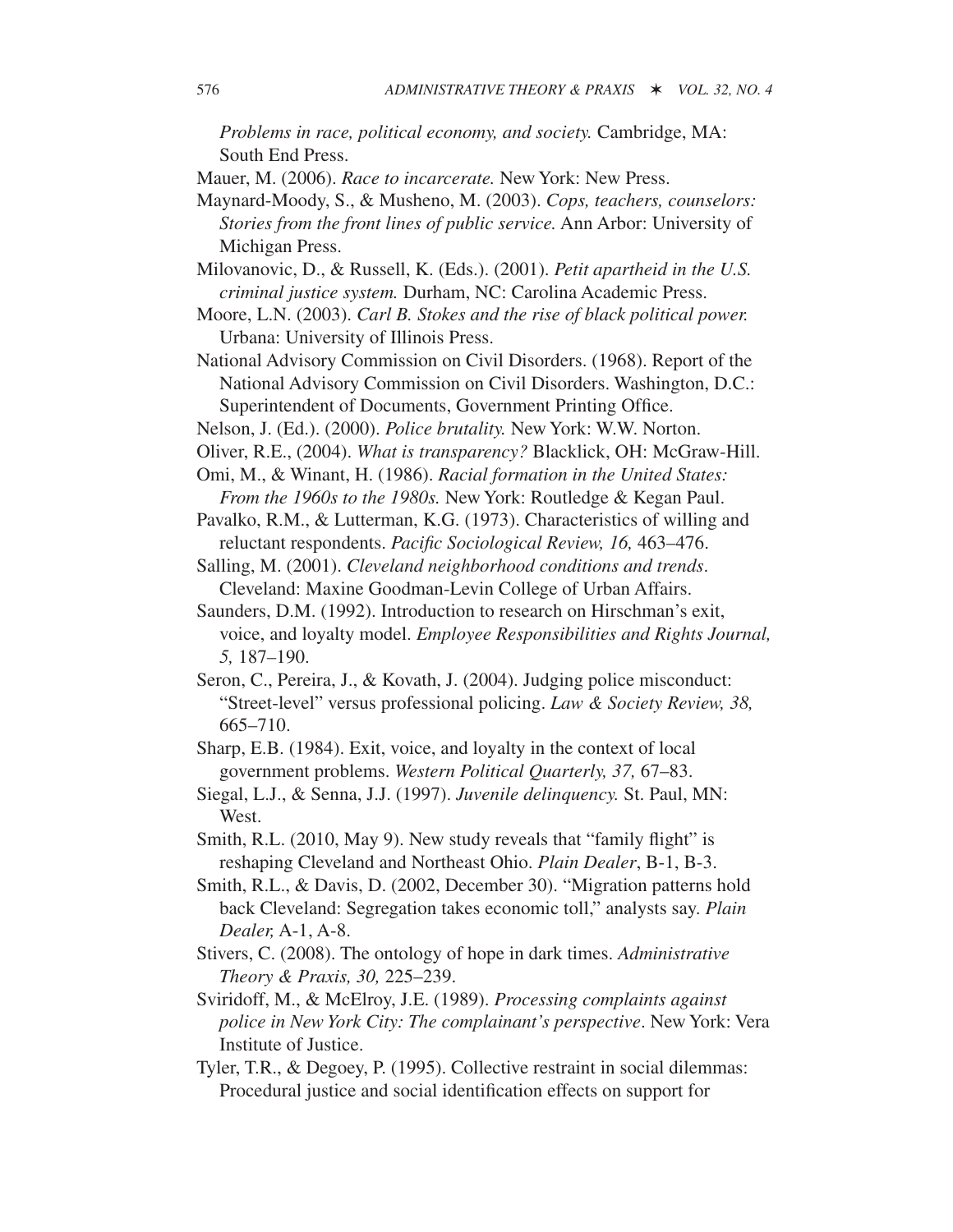*Problems in race, political economy, and society.* Cambridge, MA: South End Press.

Mauer, M. (2006). *Race to incarcerate.* New York: New Press.

Maynard-Moody, S., & Musheno, M. (2003). *Cops, teachers, counselors: Stories from the front lines of public service.* Ann Arbor: University of Michigan Press.

Milovanovic, D., & Russell, K. (Eds.). (2001). *Petit apartheid in the U.S. criminal justice system.* Durham, NC: Carolina Academic Press.

Moore, L.N. (2003). *Carl B. Stokes and the rise of black political power.* Urbana: University of Illinois Press.

National Advisory Commission on Civil Disorders. (1968). Report of the National Advisory Commission on Civil Disorders. Washington, D.C.: Superintendent of Documents, Government Printing Office.

Nelson, J. (Ed.). (2000). *Police brutality.* New York: W.W. Norton.

Oliver, R.E., (2004). *What is transparency?* Blacklick, OH: McGraw-Hill.

Omi, M., & Winant, H. (1986). *Racial formation in the United States: From the 1960s to the 1980s.* New York: Routledge & Kegan Paul.

Pavalko, R.M., & Lutterman, K.G. (1973). Characteristics of willing and reluctant respondents. *Pacific Sociological Review, 16,* 463–476.

Salling, M. (2001). *Cleveland neighborhood conditions and trends*. Cleveland: Maxine Goodman-Levin College of Urban Affairs.

Saunders, D.M. (1992). Introduction to research on Hirschman's exit, voice, and loyalty model. *Employee Responsibilities and Rights Journal, 5,* 187–190.

Seron, C., Pereira, J., & Kovath, J. (2004). Judging police misconduct: "Street-level" versus professional policing. *Law & Society Review, 38,* 665–710.

Sharp, E.B. (1984). Exit, voice, and loyalty in the context of local government problems. *Western Political Quarterly, 37,* 67–83.

Siegal, L.J., & Senna, J.J. (1997). *Juvenile delinquency.* St. Paul, MN: West.

Smith, R.L. (2010, May 9). New study reveals that "family flight" is reshaping Cleveland and Northeast Ohio. *Plain Dealer*, B-1, B-3.

Smith, R.L., & Davis, D. (2002, December 30). "Migration patterns hold back Cleveland: Segregation takes economic toll," analysts say. *Plain Dealer,* A-1, A-8.

Stivers, C. (2008). The ontology of hope in dark times. *Administrative Theory & Praxis, 30,* 225–239.

Sviridoff, M., & McElroy, J.E. (1989). *Processing complaints against police in New York City: The complainant's perspective*. New York: Vera Institute of Justice.

Tyler, T.R., & Degoey, P. (1995). Collective restraint in social dilemmas: Procedural justice and social identification effects on support for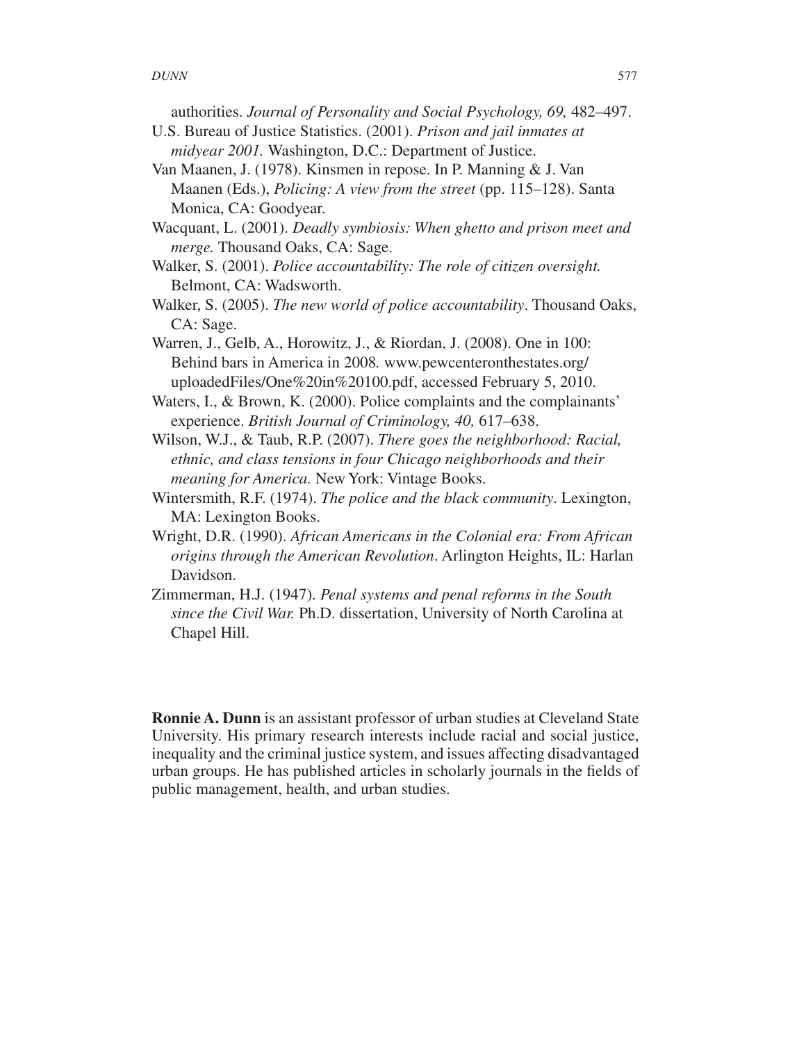authorities. *Journal of Personality and Social Psychology, 69,* 482–497.

U.S. Bureau of Justice Statistics. (2001). *Prison and jail inmates at midyear 2001.* Washington, D.C.: Department of Justice.

Van Maanen, J. (1978). Kinsmen in repose. In P. Manning & J. Van Maanen (Eds.), *Policing: A view from the street* (pp. 115–128). Santa Monica, CA: Goodyear.

Wacquant, L. (2001). *Deadly symbiosis: When ghetto and prison meet and merge.* Thousand Oaks, CA: Sage.

Walker, S. (2001). *Police accountability: The role of citizen oversight.* Belmont, CA: Wadsworth.

Walker, S. (2005). *The new world of police accountability*. Thousand Oaks, CA: Sage.

Warren, J., Gelb, A., Horowitz, J., & Riordan, J. (2008). One in 100: Behind bars in America in 2008*.* www.pewcenteronthestates.org/uploadedFiles/One%20in%20100.pdf, accessed February 5, 2010.

Waters, I., & Brown, K. (2000). Police complaints and the complainants' experience. *British Journal of Criminology, 40,* 617–638.

Wilson, W.J., & Taub, R.P. (2007). *There goes the neighborhood: Racial, ethnic, and class tensions in four Chicago neighborhoods and their meaning for America.* New York: Vintage Books.

Wintersmith, R.F. (1974). *The police and the black community*. Lexington, MA: Lexington Books.

Wright, D.R. (1990). *African Americans in the Colonial era: From African origins through the American Revolution*. Arlington Heights, IL: Harlan Davidson.

Zimmerman, H.J. (1947). *Penal systems and penal reforms in the South since the Civil War.* Ph.D. dissertation, University of North Carolina at Chapel Hill.

**Ronnie A. Dunn** is an assistant professor of urban studies at Cleveland State University. His primary research interests include racial and social justice, inequality and the criminal justice system, and issues affecting disadvantaged urban groups. He has published articles in scholarly journals in the fields of public management, health, and urban studies.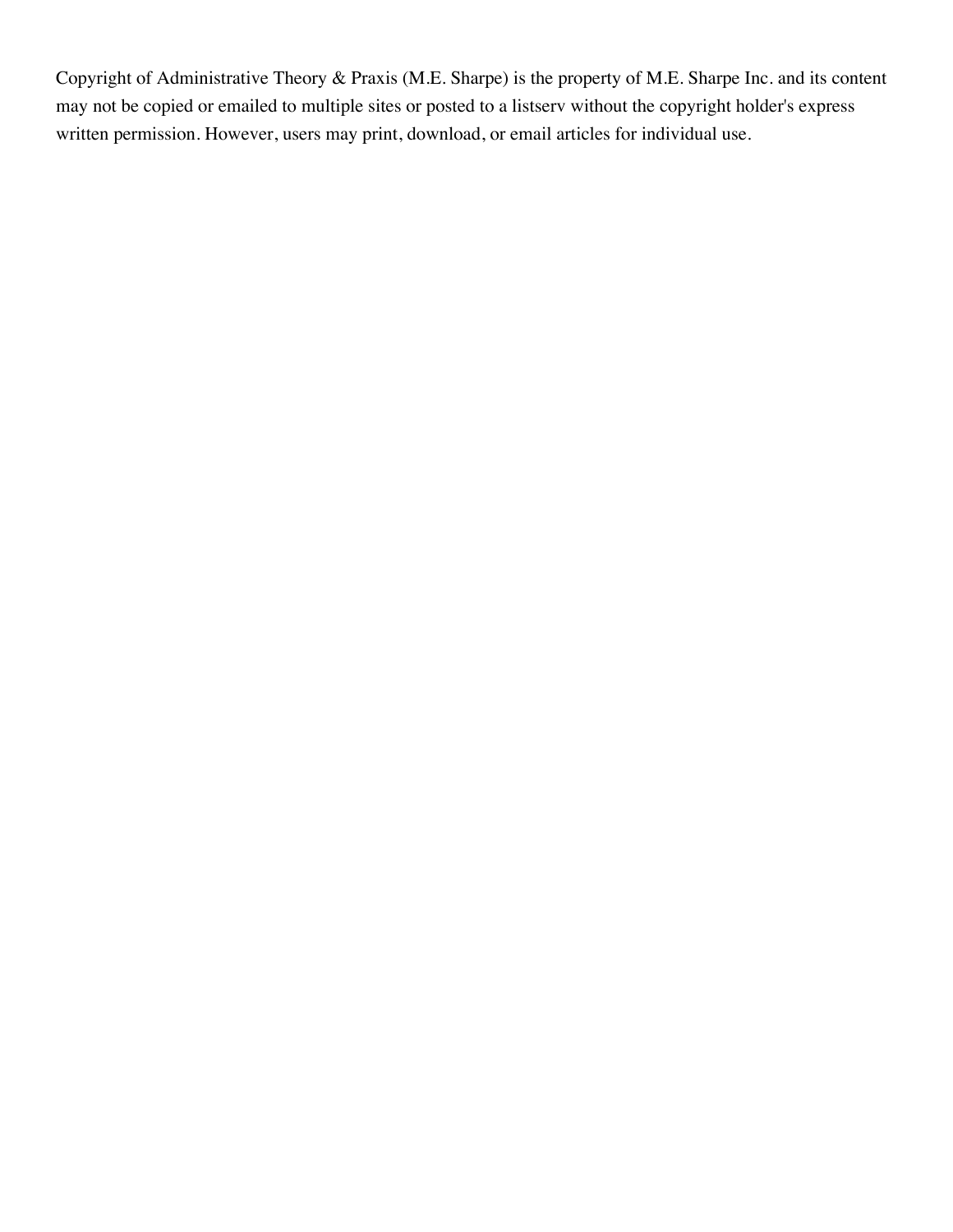Copyright of Administrative Theory & Praxis (M.E. Sharpe) is the property of M.E. Sharpe Inc. and its content may not be copied or emailed to multiple sites or posted to a listserv without the copyright holder's express written permission. However, users may print, download, or email articles for individual use.